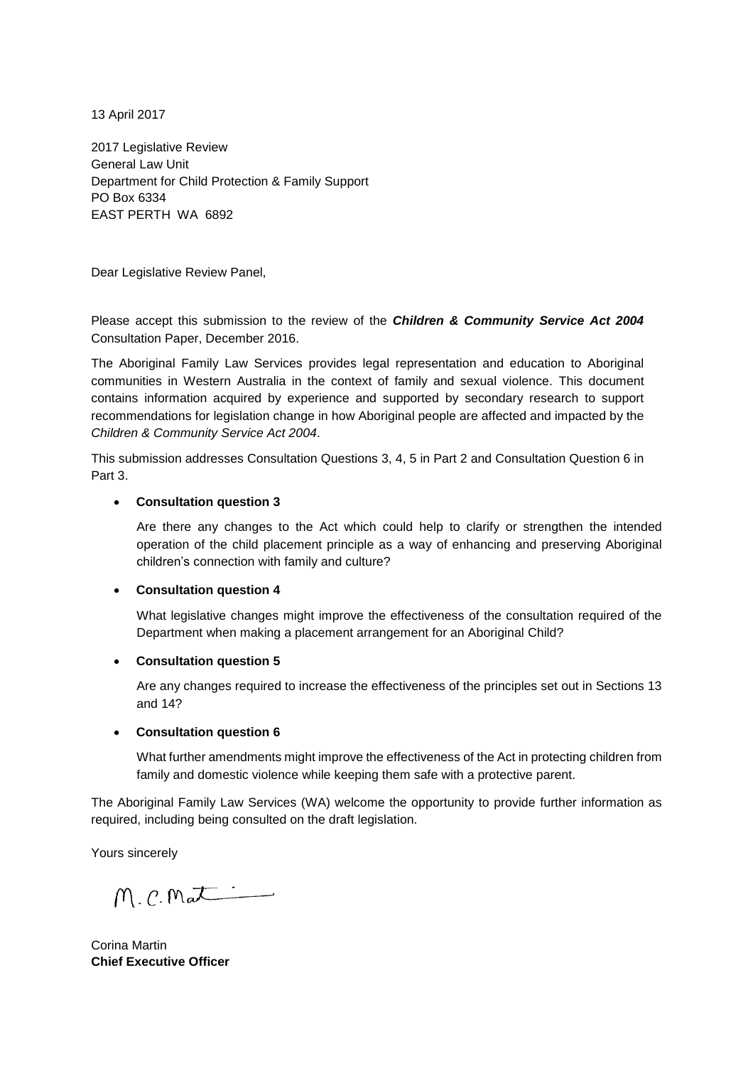13 April 2017

2017 Legislative Review
General Law Unit
Department for Child Protection & Family Support
PO Box 6334
EAST PERTH WA 6892

Dear Legislative Review Panel,

Please accept this submission to the review of the ***Children & Community Service Act 2004*** Consultation Paper, December 2016.

The Aboriginal Family Law Services provides legal representation and education to Aboriginal communities in Western Australia in the context of family and sexual violence. This document contains information acquired by experience and supported by secondary research to support recommendations for legislation change in how Aboriginal people are affected and impacted by the *Children & Community Service Act 2004*.

This submission addresses Consultation Questions 3, 4, 5 in Part 2 and Consultation Question 6 in Part 3.

- **Consultation question 3**

  Are there any changes to the Act which could help to clarify or strengthen the intended operation of the child placement principle as a way of enhancing and preserving Aboriginal children's connection with family and culture?

- **Consultation question 4**

  What legislative changes might improve the effectiveness of the consultation required of the Department when making a placement arrangement for an Aboriginal Child?

- **Consultation question 5**

  Are any changes required to increase the effectiveness of the principles set out in Sections 13 and 14?

- **Consultation question 6**

  What further amendments might improve the effectiveness of the Act in protecting children from family and domestic violence while keeping them safe with a protective parent.

The Aboriginal Family Law Services (WA) welcome the opportunity to provide further information as required, including being consulted on the draft legislation.

Yours sincerely

M. C. Martin

Corina Martin
**Chief Executive Officer**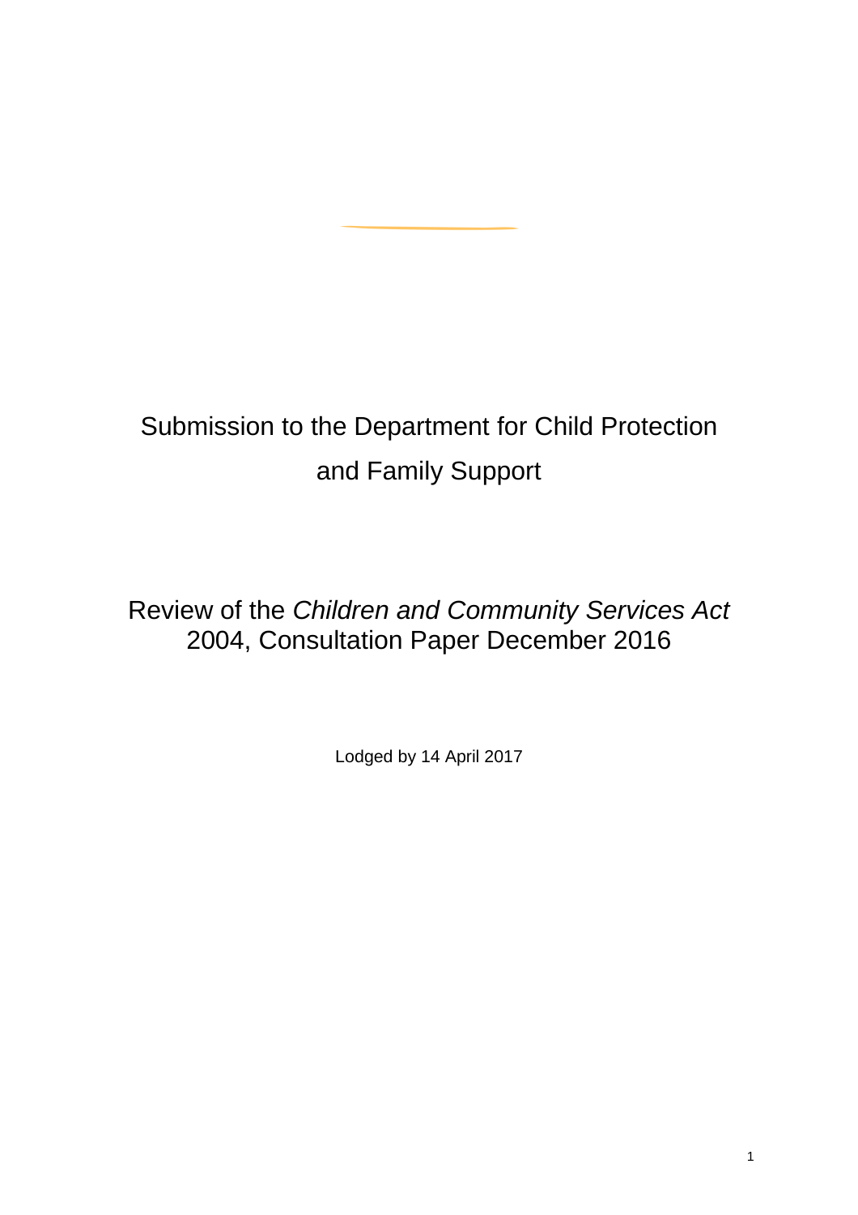# Submission to the Department for Child Protection and Family Support

## Review of the *Children and Community Services Act* 2004, Consultation Paper December 2016

Lodged by 14 April 2017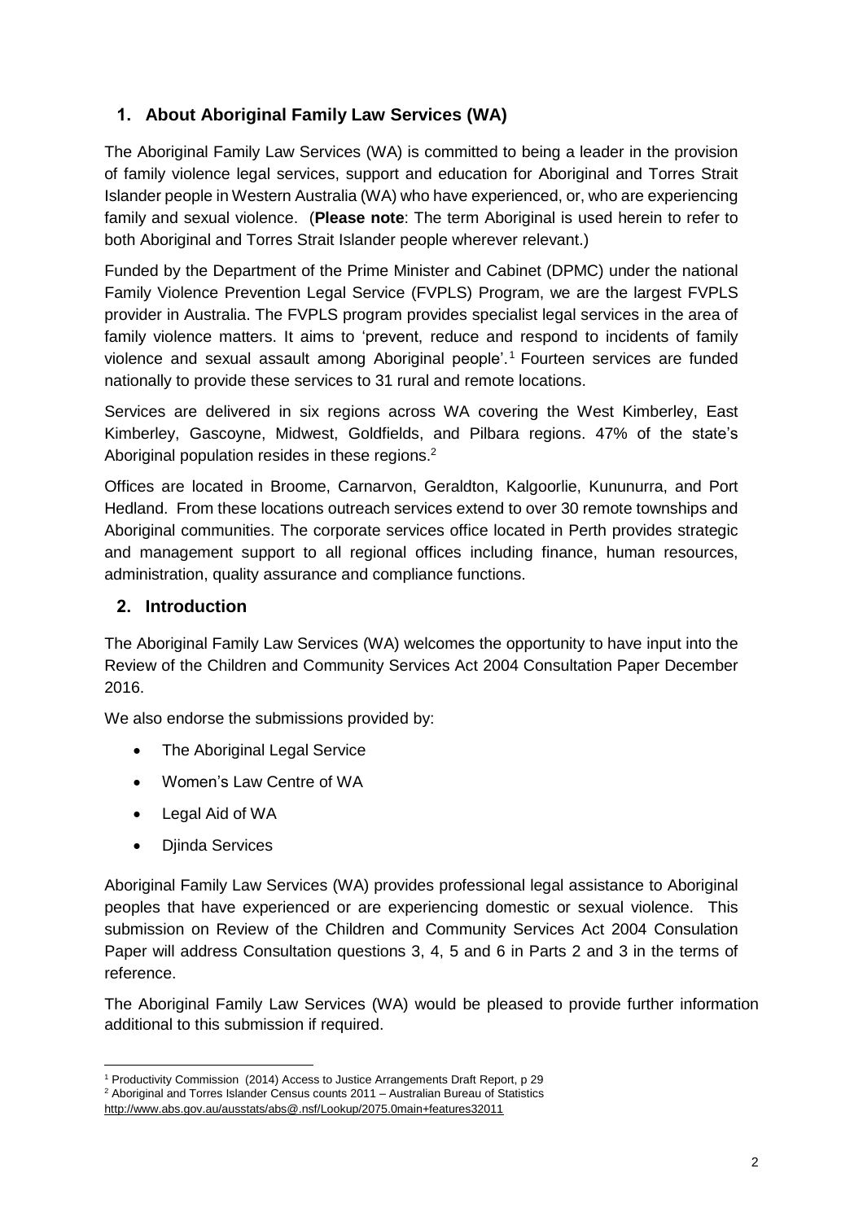## 1. About Aboriginal Family Law Services (WA)

The Aboriginal Family Law Services (WA) is committed to being a leader in the provision of family violence legal services, support and education for Aboriginal and Torres Strait Islander people in Western Australia (WA) who have experienced, or, who are experiencing family and sexual violence. (**Please note**: The term Aboriginal is used herein to refer to both Aboriginal and Torres Strait Islander people wherever relevant.)

Funded by the Department of the Prime Minister and Cabinet (DPMC) under the national Family Violence Prevention Legal Service (FVPLS) Program, we are the largest FVPLS provider in Australia. The FVPLS program provides specialist legal services in the area of family violence matters. It aims to 'prevent, reduce and respond to incidents of family violence and sexual assault among Aboriginal people'.[1] Fourteen services are funded nationally to provide these services to 31 rural and remote locations.

Services are delivered in six regions across WA covering the West Kimberley, East Kimberley, Gascoyne, Midwest, Goldfields, and Pilbara regions. 47% of the state's Aboriginal population resides in these regions.[2]

Offices are located in Broome, Carnarvon, Geraldton, Kalgoorlie, Kununurra, and Port Hedland. From these locations outreach services extend to over 30 remote townships and Aboriginal communities. The corporate services office located in Perth provides strategic and management support to all regional offices including finance, human resources, administration, quality assurance and compliance functions.

## 2. Introduction

The Aboriginal Family Law Services (WA) welcomes the opportunity to have input into the Review of the Children and Community Services Act 2004 Consultation Paper December 2016.

We also endorse the submissions provided by:

- The Aboriginal Legal Service
- Women's Law Centre of WA
- Legal Aid of WA
- Djinda Services

Aboriginal Family Law Services (WA) provides professional legal assistance to Aboriginal peoples that have experienced or are experiencing domestic or sexual violence. This submission on Review of the Children and Community Services Act 2004 Consulation Paper will address Consultation questions 3, 4, 5 and 6 in Parts 2 and 3 in the terms of reference.

The Aboriginal Family Law Services (WA) would be pleased to provide further information additional to this submission if required.

---

[1] Productivity Commission (2014) Access to Justice Arrangements Draft Report, p 29

[2] Aboriginal and Torres Islander Census counts 2011 – Australian Bureau of Statistics http://www.abs.gov.au/ausstats/abs@.nsf/Lookup/2075.0main+features32011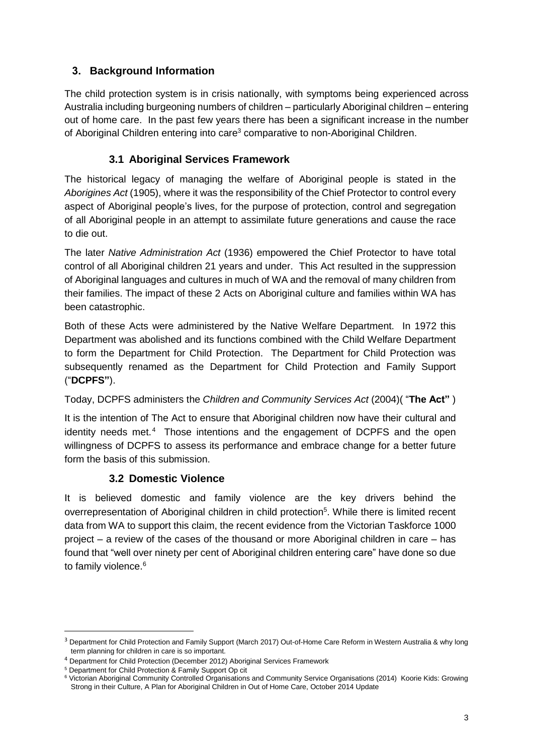## 3. Background Information

The child protection system is in crisis nationally, with symptoms being experienced across Australia including burgeoning numbers of children – particularly Aboriginal children – entering out of home care. In the past few years there has been a significant increase in the number of Aboriginal Children entering into care[3] comparative to non-Aboriginal Children.

### 3.1 Aboriginal Services Framework

The historical legacy of managing the welfare of Aboriginal people is stated in the *Aborigines Act* (1905), where it was the responsibility of the Chief Protector to control every aspect of Aboriginal people's lives, for the purpose of protection, control and segregation of all Aboriginal people in an attempt to assimilate future generations and cause the race to die out.

The later *Native Administration Act* (1936) empowered the Chief Protector to have total control of all Aboriginal children 21 years and under. This Act resulted in the suppression of Aboriginal languages and cultures in much of WA and the removal of many children from their families. The impact of these 2 Acts on Aboriginal culture and families within WA has been catastrophic.

Both of these Acts were administered by the Native Welfare Department. In 1972 this Department was abolished and its functions combined with the Child Welfare Department to form the Department for Child Protection. The Department for Child Protection was subsequently renamed as the Department for Child Protection and Family Support ("**DCPFS"**).

Today, DCPFS administers the *Children and Community Services Act* (2004)( "**The Act"** )

It is the intention of The Act to ensure that Aboriginal children now have their cultural and identity needs met.[4] Those intentions and the engagement of DCPFS and the open willingness of DCPFS to assess its performance and embrace change for a better future form the basis of this submission.

### 3.2 Domestic Violence

It is believed domestic and family violence are the key drivers behind the overrepresentation of Aboriginal children in child protection[5]. While there is limited recent data from WA to support this claim, the recent evidence from the Victorian Taskforce 1000 project – a review of the cases of the thousand or more Aboriginal children in care – has found that "well over ninety per cent of Aboriginal children entering care" have done so due to family violence.[6]

---

[3] Department for Child Protection and Family Support (March 2017) Out-of-Home Care Reform in Western Australia & why long term planning for children in care is so important.

[4] Department for Child Protection (December 2012) Aboriginal Services Framework

[5] Department for Child Protection & Family Support Op cit

[6] Victorian Aboriginal Community Controlled Organisations and Community Service Organisations (2014) Koorie Kids: Growing Strong in their Culture, A Plan for Aboriginal Children in Out of Home Care, October 2014 Update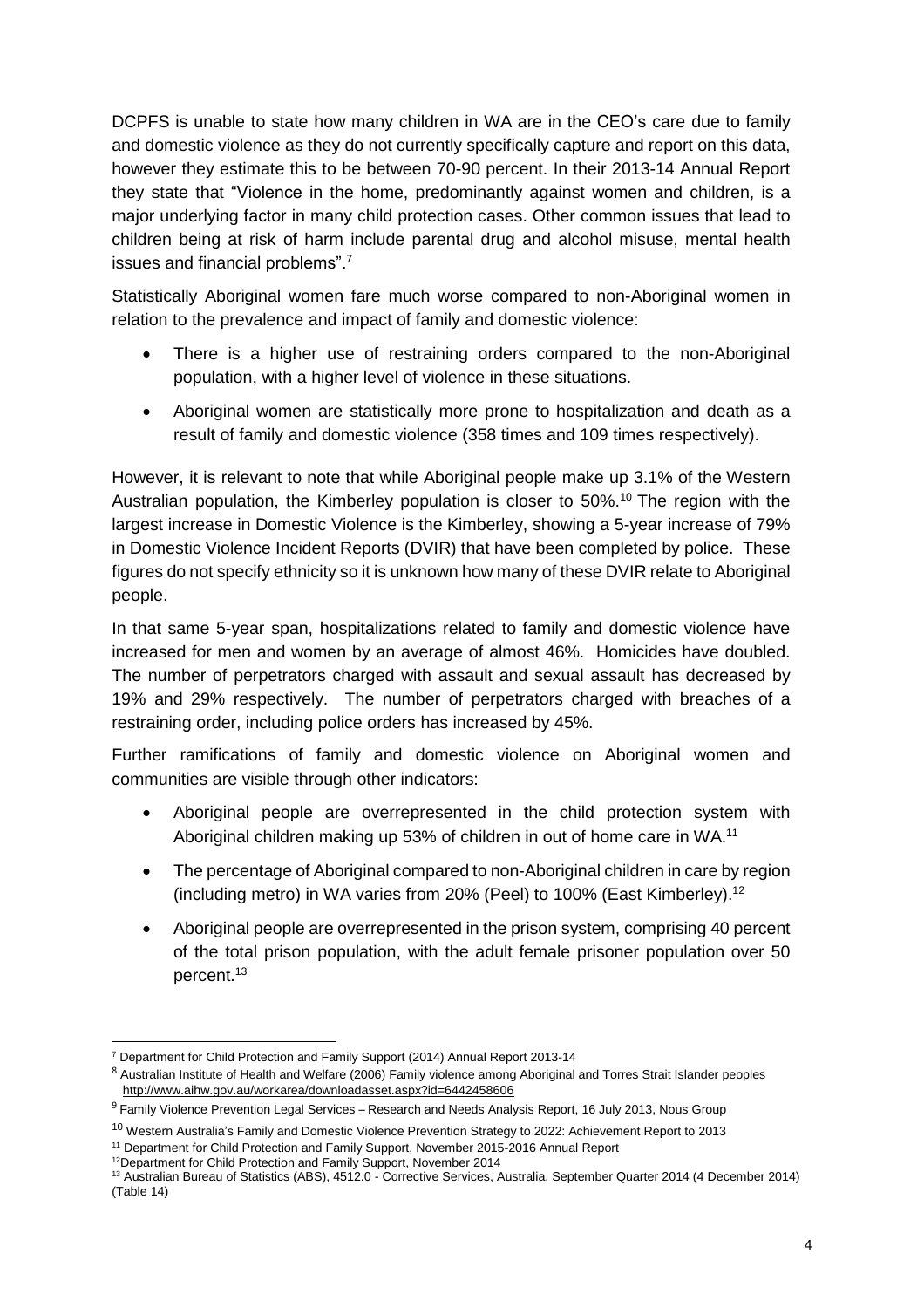DCPFS is unable to state how many children in WA are in the CEO's care due to family and domestic violence as they do not currently specifically capture and report on this data, however they estimate this to be between 70-90 percent. In their 2013-14 Annual Report they state that "Violence in the home, predominantly against women and children, is a major underlying factor in many child protection cases. Other common issues that lead to children being at risk of harm include parental drug and alcohol misuse, mental health issues and financial problems".[7]

Statistically Aboriginal women fare much worse compared to non-Aboriginal women in relation to the prevalence and impact of family and domestic violence:

- There is a higher use of restraining orders compared to the non-Aboriginal population, with a higher level of violence in these situations.
- Aboriginal women are statistically more prone to hospitalization and death as a result of family and domestic violence (358 times and 109 times respectively).

However, it is relevant to note that while Aboriginal people make up 3.1% of the Western Australian population, the Kimberley population is closer to 50%.[10] The region with the largest increase in Domestic Violence is the Kimberley, showing a 5-year increase of 79% in Domestic Violence Incident Reports (DVIR) that have been completed by police. These figures do not specify ethnicity so it is unknown how many of these DVIR relate to Aboriginal people.

In that same 5-year span, hospitalizations related to family and domestic violence have increased for men and women by an average of almost 46%. Homicides have doubled. The number of perpetrators charged with assault and sexual assault has decreased by 19% and 29% respectively. The number of perpetrators charged with breaches of a restraining order, including police orders has increased by 45%.

Further ramifications of family and domestic violence on Aboriginal women and communities are visible through other indicators:

- Aboriginal people are overrepresented in the child protection system with Aboriginal children making up 53% of children in out of home care in WA.[11]
- The percentage of Aboriginal compared to non-Aboriginal children in care by region (including metro) in WA varies from 20% (Peel) to 100% (East Kimberley).[12]
- Aboriginal people are overrepresented in the prison system, comprising 40 percent of the total prison population, with the adult female prisoner population over 50 percent.[13]

---

[7] Department for Child Protection and Family Support (2014) Annual Report 2013-14

[8] Australian Institute of Health and Welfare (2006) Family violence among Aboriginal and Torres Strait Islander peoples http://www.aihw.gov.au/workarea/downloadasset.aspx?id=6442458606

[9] Family Violence Prevention Legal Services – Research and Needs Analysis Report, 16 July 2013, Nous Group

[10] Western Australia's Family and Domestic Violence Prevention Strategy to 2022: Achievement Report to 2013

[11] Department for Child Protection and Family Support, November 2015-2016 Annual Report

[12] Department for Child Protection and Family Support, November 2014

[13] Australian Bureau of Statistics (ABS), 4512.0 - Corrective Services, Australia, September Quarter 2014 (4 December 2014) (Table 14)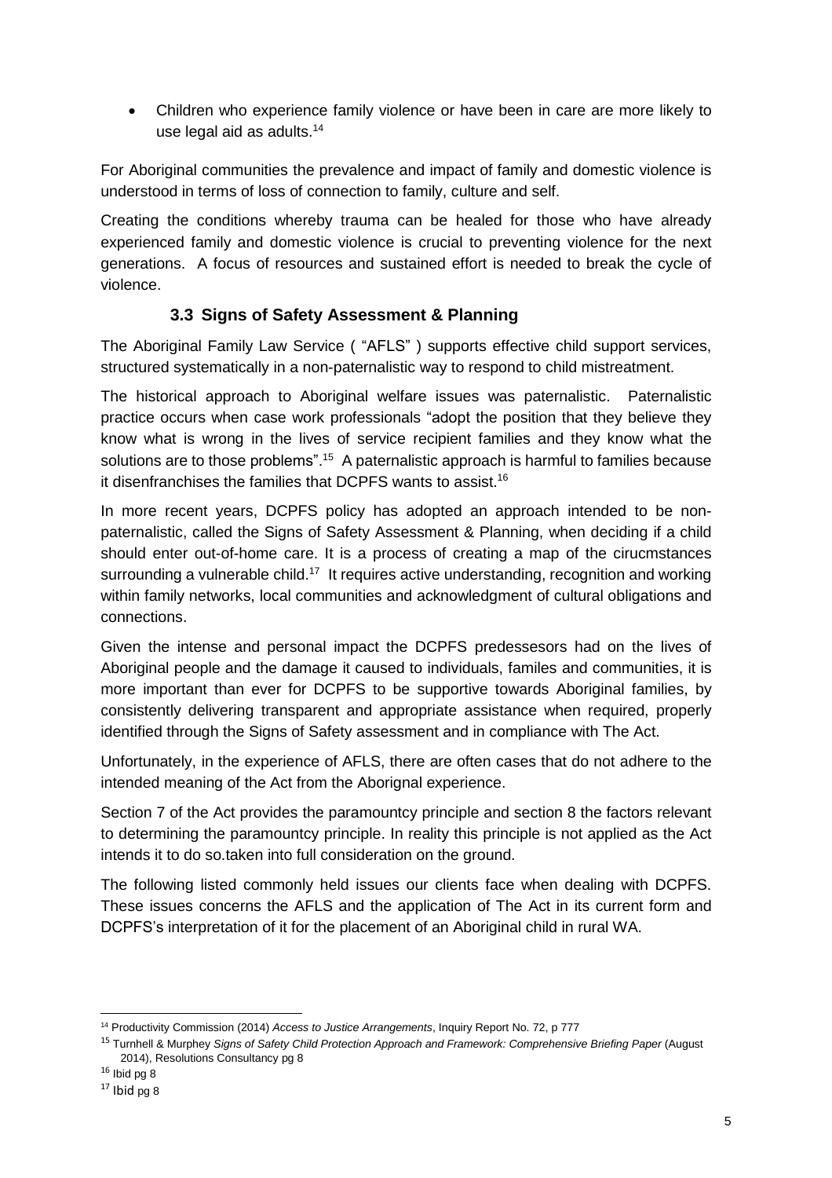- Children who experience family violence or have been in care are more likely to use legal aid as adults.[14]

For Aboriginal communities the prevalence and impact of family and domestic violence is understood in terms of loss of connection to family, culture and self.

Creating the conditions whereby trauma can be healed for those who have already experienced family and domestic violence is crucial to preventing violence for the next generations. A focus of resources and sustained effort is needed to break the cycle of violence.

### 3.3 Signs of Safety Assessment & Planning

The Aboriginal Family Law Service ( "AFLS" ) supports effective child support services, structured systematically in a non-paternalistic way to respond to child mistreatment.

The historical approach to Aboriginal welfare issues was paternalistic. Paternalistic practice occurs when case work professionals "adopt the position that they believe they know what is wrong in the lives of service recipient families and they know what the solutions are to those problems".[15] A paternalistic approach is harmful to families because it disenfranchises the families that DCPFS wants to assist.[16]

In more recent years, DCPFS policy has adopted an approach intended to be non-paternalistic, called the Signs of Safety Assessment & Planning, when deciding if a child should enter out-of-home care. It is a process of creating a map of the cirucmstances surrounding a vulnerable child.[17] It requires active understanding, recognition and working within family networks, local communities and acknowledgment of cultural obligations and connections.

Given the intense and personal impact the DCPFS predessesors had on the lives of Aboriginal people and the damage it caused to individuals, familes and communities, it is more important than ever for DCPFS to be supportive towards Aboriginal families, by consistently delivering transparent and appropriate assistance when required, properly identified through the Signs of Safety assessment and in compliance with The Act.

Unfortunately, in the experience of AFLS, there are often cases that do not adhere to the intended meaning of the Act from the Aborignal experience.

Section 7 of the Act provides the paramountcy principle and section 8 the factors relevant to determining the paramountcy principle. In reality this principle is not applied as the Act intends it to do so.taken into full consideration on the ground.

The following listed commonly held issues our clients face when dealing with DCPFS. These issues concerns the AFLS and the application of The Act in its current form and DCPFS's interpretation of it for the placement of an Aboriginal child in rural WA.

---

[14] Productivity Commission (2014) *Access to Justice Arrangements*, Inquiry Report No. 72, p 777

[15] Turnhell & Murphey *Signs of Safety Child Protection Approach and Framework: Comprehensive Briefing Paper* (August 2014), Resolutions Consultancy pg 8

[16] Ibid pg 8

[17] Ibid pg 8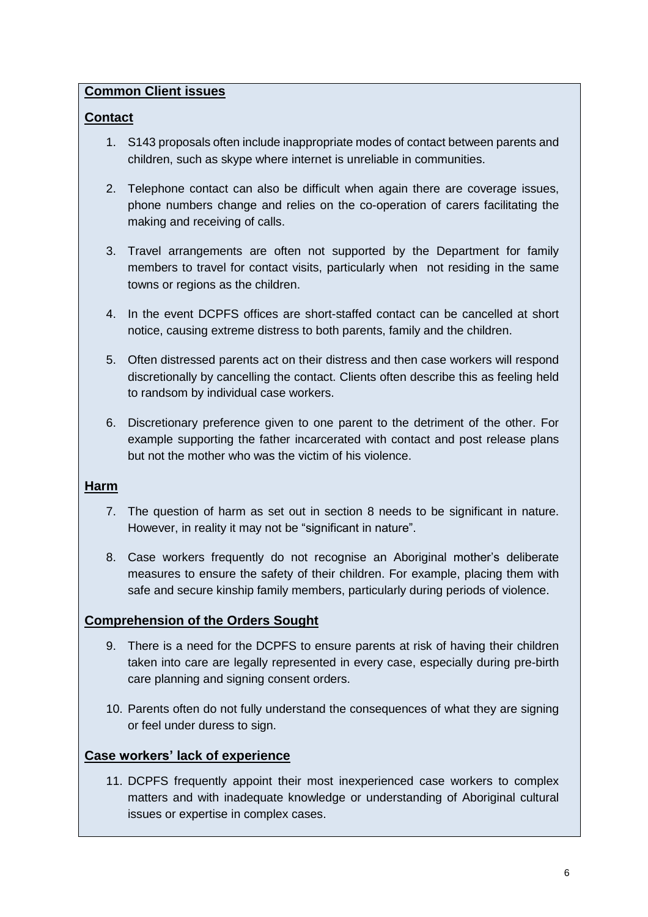**Common Client issues**

**Contact**

1. S143 proposals often include inappropriate modes of contact between parents and children, such as skype where internet is unreliable in communities.

2. Telephone contact can also be difficult when again there are coverage issues, phone numbers change and relies on the co-operation of carers facilitating the making and receiving of calls.

3. Travel arrangements are often not supported by the Department for family members to travel for contact visits, particularly when not residing in the same towns or regions as the children.

4. In the event DCPFS offices are short-staffed contact can be cancelled at short notice, causing extreme distress to both parents, family and the children.

5. Often distressed parents act on their distress and then case workers will respond discretionally by cancelling the contact. Clients often describe this as feeling held to randsom by individual case workers.

6. Discretionary preference given to one parent to the detriment of the other. For example supporting the father incarcerated with contact and post release plans but not the mother who was the victim of his violence.

**Harm**

7. The question of harm as set out in section 8 needs to be significant in nature. However, in reality it may not be "significant in nature".

8. Case workers frequently do not recognise an Aboriginal mother's deliberate measures to ensure the safety of their children. For example, placing them with safe and secure kinship family members, particularly during periods of violence.

**Comprehension of the Orders Sought**

9. There is a need for the DCPFS to ensure parents at risk of having their children taken into care are legally represented in every case, especially during pre-birth care planning and signing consent orders.

10. Parents often do not fully understand the consequences of what they are signing or feel under duress to sign.

**Case workers' lack of experience**

11. DCPFS frequently appoint their most inexperienced case workers to complex matters and with inadequate knowledge or understanding of Aboriginal cultural issues or expertise in complex cases.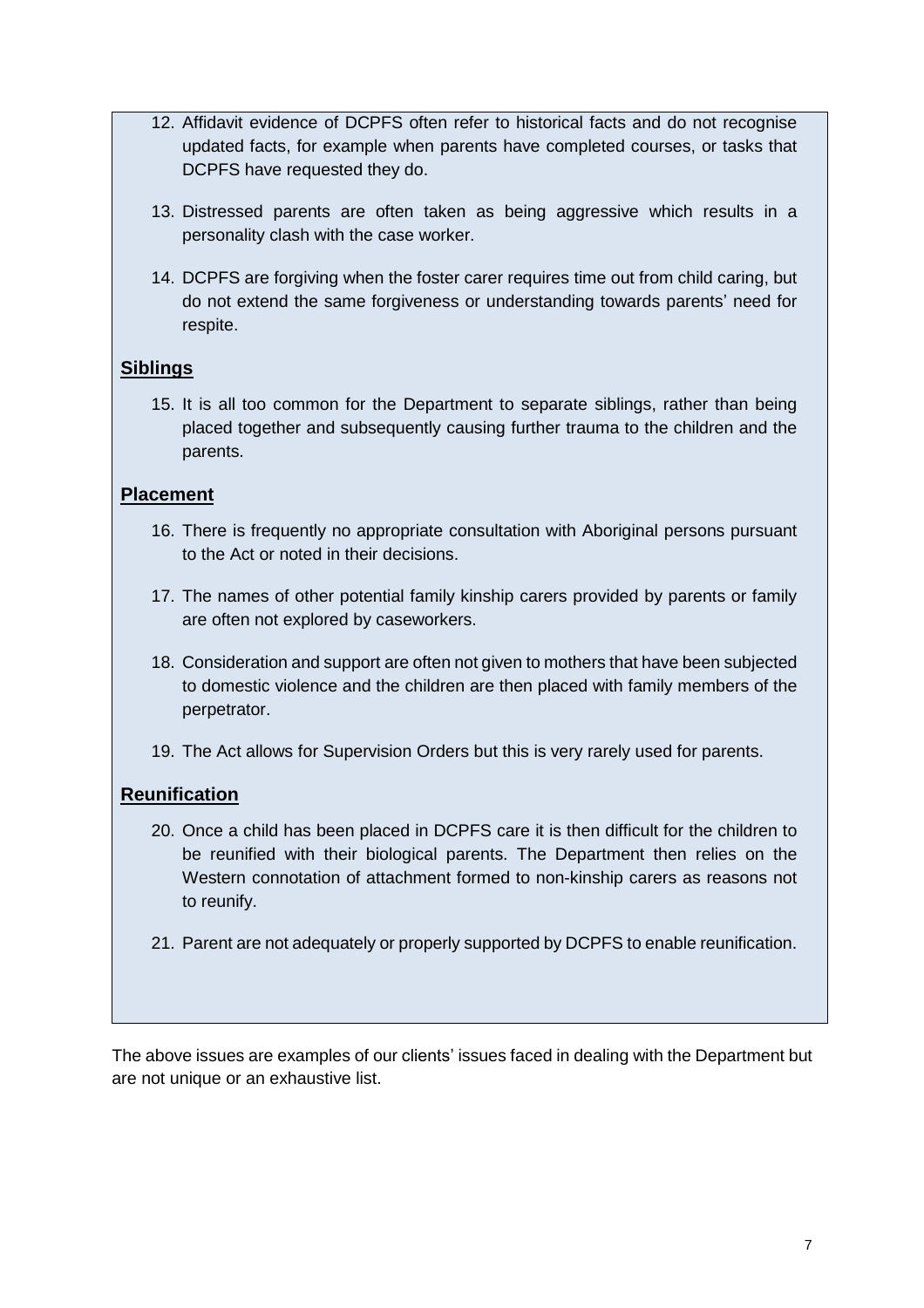12. Affidavit evidence of DCPFS often refer to historical facts and do not recognise updated facts, for example when parents have completed courses, or tasks that DCPFS have requested they do.

13. Distressed parents are often taken as being aggressive which results in a personality clash with the case worker.

14. DCPFS are forgiving when the foster carer requires time out from child caring, but do not extend the same forgiveness or understanding towards parents' need for respite.

**Siblings**

15. It is all too common for the Department to separate siblings, rather than being placed together and subsequently causing further trauma to the children and the parents.

**Placement**

16. There is frequently no appropriate consultation with Aboriginal persons pursuant to the Act or noted in their decisions.

17. The names of other potential family kinship carers provided by parents or family are often not explored by caseworkers.

18. Consideration and support are often not given to mothers that have been subjected to domestic violence and the children are then placed with family members of the perpetrator.

19. The Act allows for Supervision Orders but this is very rarely used for parents.

**Reunification**

20. Once a child has been placed in DCPFS care it is then difficult for the children to be reunified with their biological parents. The Department then relies on the Western connotation of attachment formed to non-kinship carers as reasons not to reunify.

21. Parent are not adequately or properly supported by DCPFS to enable reunification.

The above issues are examples of our clients' issues faced in dealing with the Department but are not unique or an exhaustive list.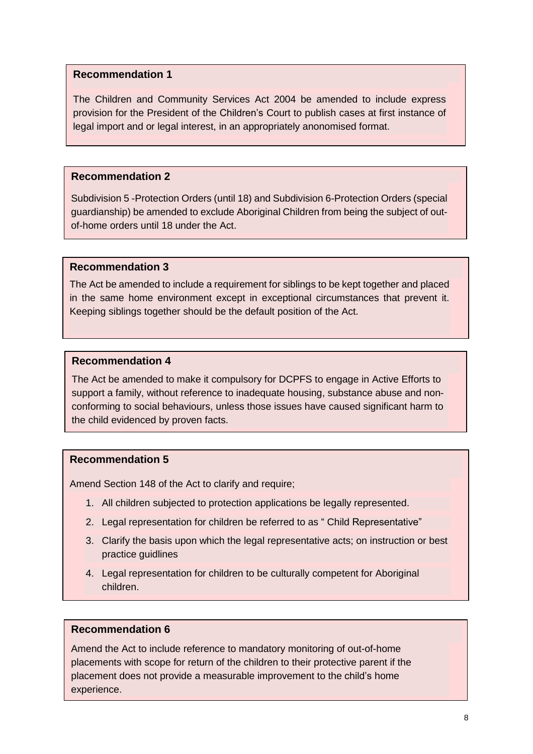**Recommendation 1**

The Children and Community Services Act 2004 be amended to include express provision for the President of the Children's Court to publish cases at first instance of legal import and or legal interest, in an appropriately anonomised format.

**Recommendation 2**

Subdivision 5 -Protection Orders (until 18) and Subdivision 6-Protection Orders (special guardianship) be amended to exclude Aboriginal Children from being the subject of out-of-home orders until 18 under the Act.

**Recommendation 3**

The Act be amended to include a requirement for siblings to be kept together and placed in the same home environment except in exceptional circumstances that prevent it. Keeping siblings together should be the default position of the Act.

**Recommendation 4**

The Act be amended to make it compulsory for DCPFS to engage in Active Efforts to support a family, without reference to inadequate housing, substance abuse and non-conforming to social behaviours, unless those issues have caused significant harm to the child evidenced by proven facts.

**Recommendation 5**

Amend Section 148 of the Act to clarify and require;

1. All children subjected to protection applications be legally represented.
2. Legal representation for children be referred to as " Child Representative"
3. Clarify the basis upon which the legal representative acts; on instruction or best practice guidlines
4. Legal representation for children to be culturally competent for Aboriginal children.

**Recommendation 6**

Amend the Act to include reference to mandatory monitoring of out-of-home placements with scope for return of the children to their protective parent if the placement does not provide a measurable improvement to the child's home experience.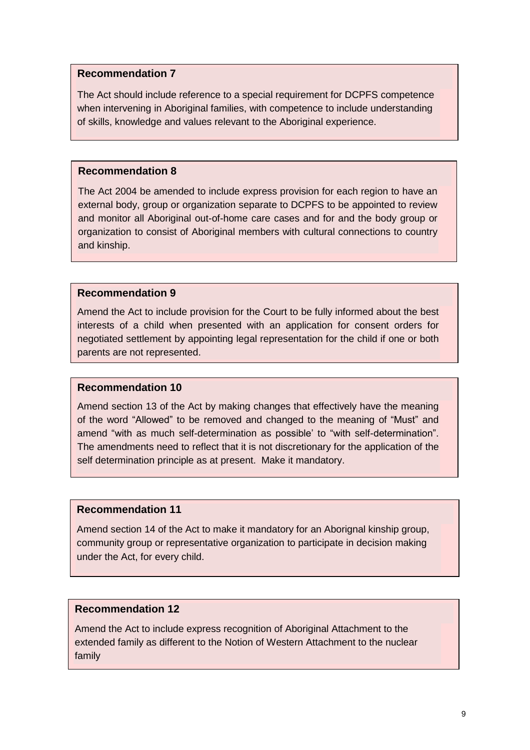**Recommendation 7**

The Act should include reference to a special requirement for DCPFS competence when intervening in Aboriginal families, with competence to include understanding of skills, knowledge and values relevant to the Aboriginal experience.

**Recommendation 8**

The Act 2004 be amended to include express provision for each region to have an external body, group or organization separate to DCPFS to be appointed to review and monitor all Aboriginal out-of-home care cases and for and the body group or organization to consist of Aboriginal members with cultural connections to country and kinship.

**Recommendation 9**

Amend the Act to include provision for the Court to be fully informed about the best interests of a child when presented with an application for consent orders for negotiated settlement by appointing legal representation for the child if one or both parents are not represented.

**Recommendation 10**

Amend section 13 of the Act by making changes that effectively have the meaning of the word "Allowed" to be removed and changed to the meaning of "Must" and amend "with as much self-determination as possible' to "with self-determination". The amendments need to reflect that it is not discretionary for the application of the self determination principle as at present. Make it mandatory.

**Recommendation 11**

Amend section 14 of the Act to make it mandatory for an Aborignal kinship group, community group or representative organization to participate in decision making under the Act, for every child.

**Recommendation 12**

Amend the Act to include express recognition of Aboriginal Attachment to the extended family as different to the Notion of Western Attachment to the nuclear family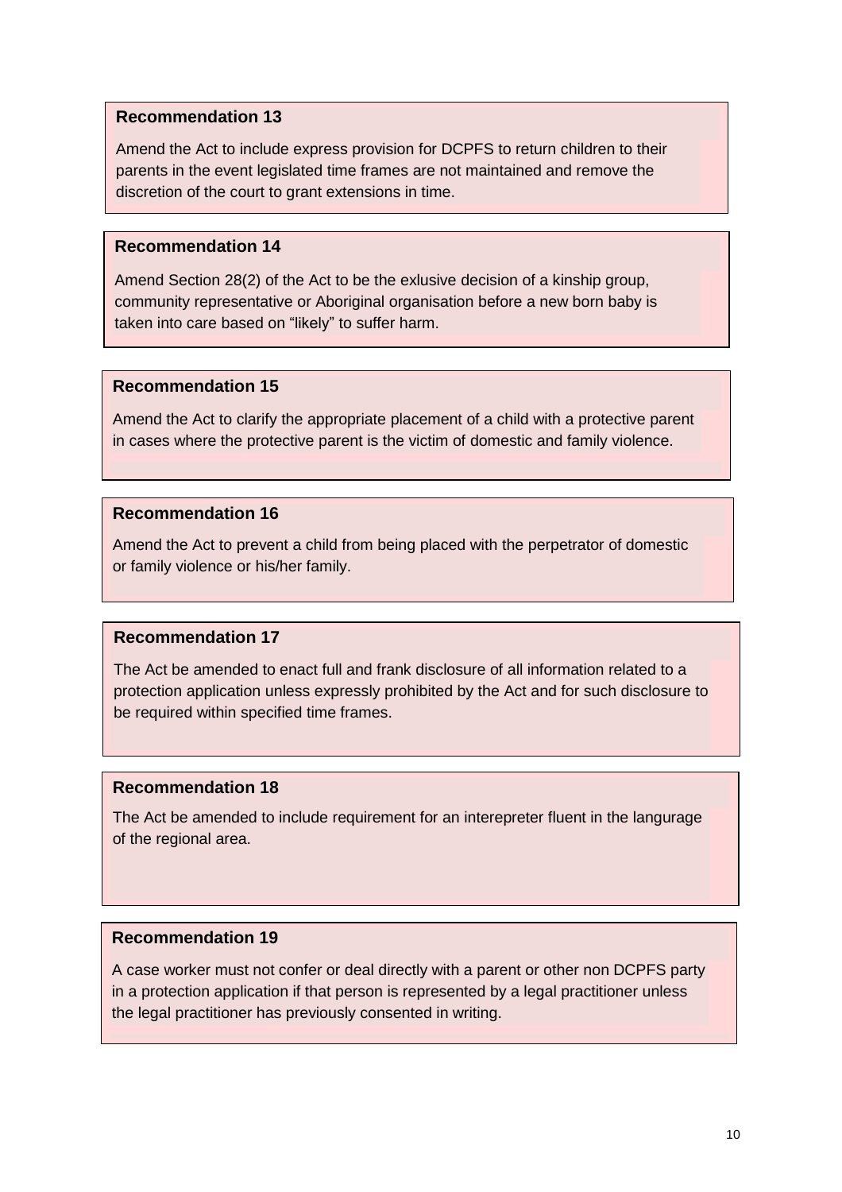**Recommendation 13**

Amend the Act to include express provision for DCPFS to return children to their parents in the event legislated time frames are not maintained and remove the discretion of the court to grant extensions in time.

**Recommendation 14**

Amend Section 28(2) of the Act to be the exlusive decision of a kinship group, community representative or Aboriginal organisation before a new born baby is taken into care based on "likely" to suffer harm.

**Recommendation 15**

Amend the Act to clarify the appropriate placement of a child with a protective parent in cases where the protective parent is the victim of domestic and family violence.

**Recommendation 16**

Amend the Act to prevent a child from being placed with the perpetrator of domestic or family violence or his/her family.

**Recommendation 17**

The Act be amended to enact full and frank disclosure of all information related to a protection application unless expressly prohibited by the Act and for such disclosure to be required within specified time frames.

**Recommendation 18**

The Act be amended to include requirement for an interepreter fluent in the langurage of the regional area.

**Recommendation 19**

A case worker must not confer or deal directly with a parent or other non DCPFS party in a protection application if that person is represented by a legal practitioner unless the legal practitioner has previously consented in writing.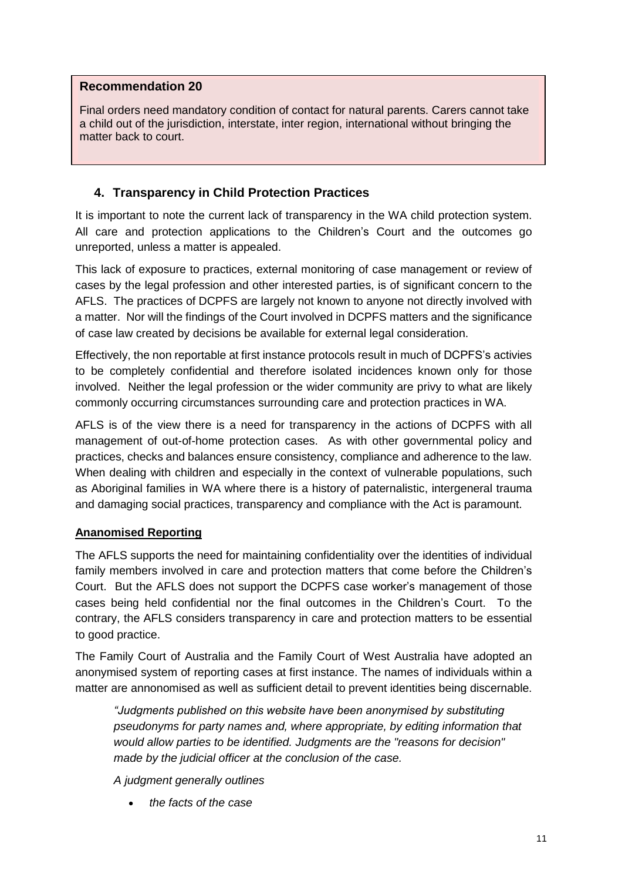**Recommendation 20**

Final orders need mandatory condition of contact for natural parents. Carers cannot take a child out of the jurisdiction, interstate, inter region, international without bringing the matter back to court.

## 4. Transparency in Child Protection Practices

It is important to note the current lack of transparency in the WA child protection system. All care and protection applications to the Children's Court and the outcomes go unreported, unless a matter is appealed.

This lack of exposure to practices, external monitoring of case management or review of cases by the legal profession and other interested parties, is of significant concern to the AFLS. The practices of DCPFS are largely not known to anyone not directly involved with a matter. Nor will the findings of the Court involved in DCPFS matters and the significance of case law created by decisions be available for external legal consideration.

Effectively, the non reportable at first instance protocols result in much of DCPFS's activies to be completely confidential and therefore isolated incidences known only for those involved. Neither the legal profession or the wider community are privy to what are likely commonly occurring circumstances surrounding care and protection practices in WA.

AFLS is of the view there is a need for transparency in the actions of DCPFS with all management of out-of-home protection cases. As with other governmental policy and practices, checks and balances ensure consistency, compliance and adherence to the law. When dealing with children and especially in the context of vulnerable populations, such as Aboriginal families in WA where there is a history of paternalistic, intergeneral trauma and damaging social practices, transparency and compliance with the Act is paramount.

**<u>Ananomised Reporting</u>**

The AFLS supports the need for maintaining confidentiality over the identities of individual family members involved in care and protection matters that come before the Children's Court. But the AFLS does not support the DCPFS case worker's management of those cases being held confidential nor the final outcomes in the Children's Court. To the contrary, the AFLS considers transparency in care and protection matters to be essential to good practice.

The Family Court of Australia and the Family Court of West Australia have adopted an anonymised system of reporting cases at first instance. The names of individuals within a matter are annonomised as well as sufficient detail to prevent identities being discernable.

> *"Judgments published on this website have been anonymised by substituting pseudonyms for party names and, where appropriate, by editing information that would allow parties to be identified. Judgments are the "reasons for decision" made by the judicial officer at the conclusion of the case.*
>
> *A judgment generally outlines*
>
> - *the facts of the case*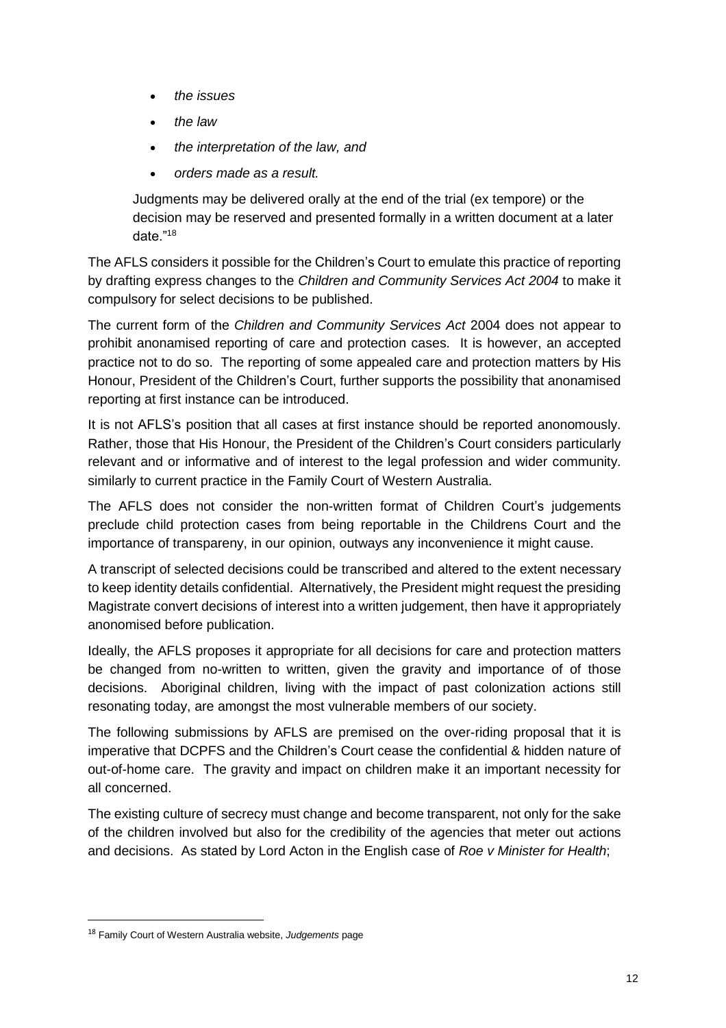- *the issues*
- *the law*
- *the interpretation of the law, and*
- *orders made as a result.*

Judgments may be delivered orally at the end of the trial (ex tempore) or the decision may be reserved and presented formally in a written document at a later date."[18]

The AFLS considers it possible for the Children's Court to emulate this practice of reporting by drafting express changes to the *Children and Community Services Act 2004* to make it compulsory for select decisions to be published.

The current form of the *Children and Community Services Act* 2004 does not appear to prohibit anonamised reporting of care and protection cases. It is however, an accepted practice not to do so. The reporting of some appealed care and protection matters by His Honour, President of the Children's Court, further supports the possibility that anonamised reporting at first instance can be introduced.

It is not AFLS's position that all cases at first instance should be reported anonomously. Rather, those that His Honour, the President of the Children's Court considers particularly relevant and or informative and of interest to the legal profession and wider community. similarly to current practice in the Family Court of Western Australia.

The AFLS does not consider the non-written format of Children Court's judgements preclude child protection cases from being reportable in the Childrens Court and the importance of transpareny, in our opinion, outways any inconvenience it might cause.

A transcript of selected decisions could be transcribed and altered to the extent necessary to keep identity details confidential. Alternatively, the President might request the presiding Magistrate convert decisions of interest into a written judgement, then have it appropriately anonomised before publication.

Ideally, the AFLS proposes it appropriate for all decisions for care and protection matters be changed from no-written to written, given the gravity and importance of of those decisions. Aboriginal children, living with the impact of past colonization actions still resonating today, are amongst the most vulnerable members of our society.

The following submissions by AFLS are premised on the over-riding proposal that it is imperative that DCPFS and the Children's Court cease the confidential & hidden nature of out-of-home care. The gravity and impact on children make it an important necessity for all concerned.

The existing culture of secrecy must change and become transparent, not only for the sake of the children involved but also for the credibility of the agencies that meter out actions and decisions. As stated by Lord Acton in the English case of *Roe v Minister for Health*;

[18] Family Court of Western Australia website, *Judgements* page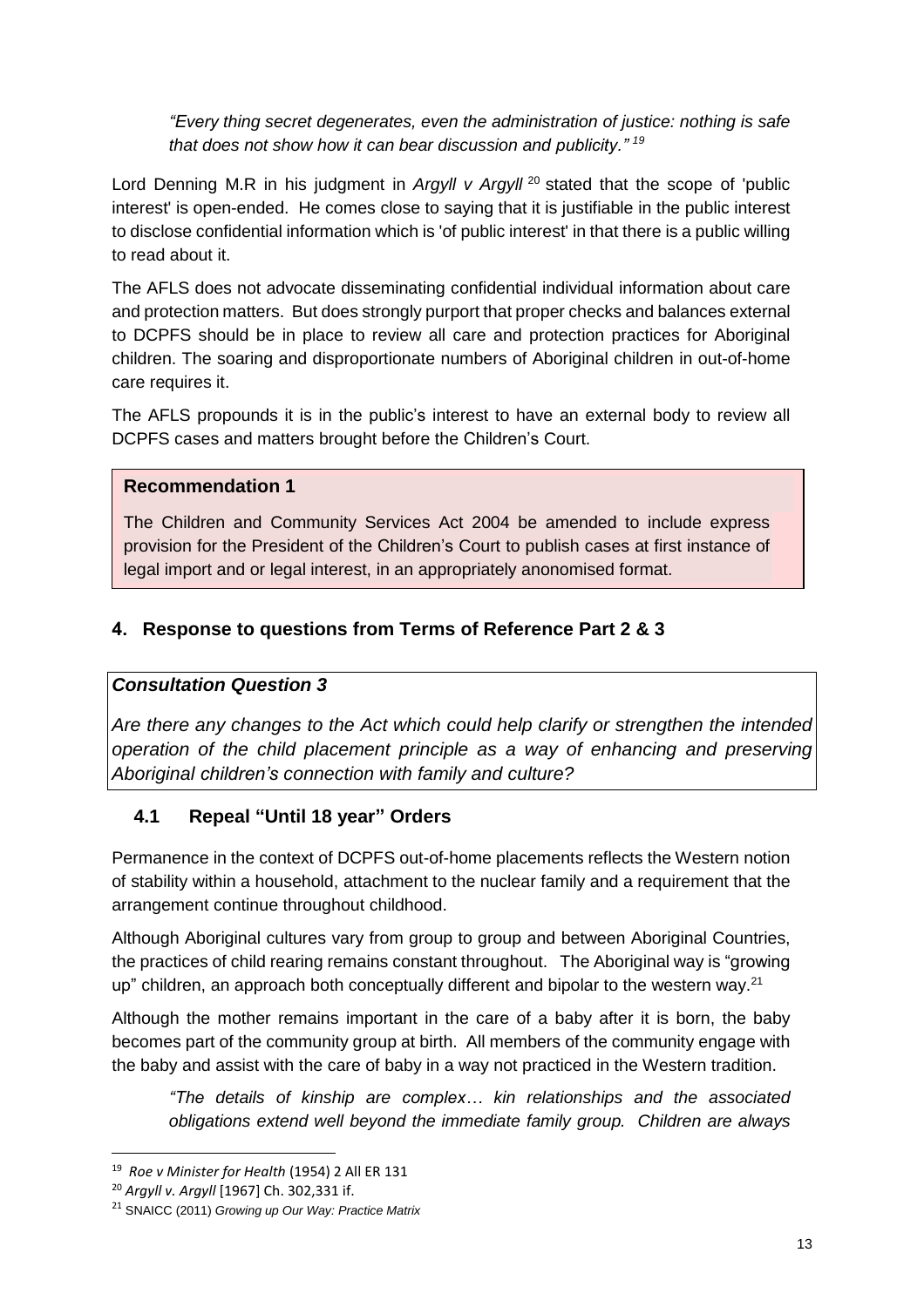> *"Every thing secret degenerates, even the administration of justice: nothing is safe that does not show how it can bear discussion and publicity."* [19]

Lord Denning M.R in his judgment in *Argyll v Argyll* [20] stated that the scope of 'public interest' is open-ended. He comes close to saying that it is justifiable in the public interest to disclose confidential information which is 'of public interest' in that there is a public willing to read about it.

The AFLS does not advocate disseminating confidential individual information about care and protection matters. But does strongly purport that proper checks and balances external to DCPFS should be in place to review all care and protection practices for Aboriginal children. The soaring and disproportionate numbers of Aboriginal children in out-of-home care requires it.

The AFLS propounds it is in the public's interest to have an external body to review all DCPFS cases and matters brought before the Children's Court.

**Recommendation 1**

The Children and Community Services Act 2004 be amended to include express provision for the President of the Children's Court to publish cases at first instance of legal import and or legal interest, in an appropriately anonomised format.

## 4. Response to questions from Terms of Reference Part 2 & 3

***Consultation Question 3***

*Are there any changes to the Act which could help clarify or strengthen the intended operation of the child placement principle as a way of enhancing and preserving Aboriginal children's connection with family and culture?*

### 4.1 Repeal "Until 18 year" Orders

Permanence in the context of DCPFS out-of-home placements reflects the Western notion of stability within a household, attachment to the nuclear family and a requirement that the arrangement continue throughout childhood.

Although Aboriginal cultures vary from group to group and between Aboriginal Countries, the practices of child rearing remains constant throughout. The Aboriginal way is "growing up" children, an approach both conceptually different and bipolar to the western way.[21]

Although the mother remains important in the care of a baby after it is born, the baby becomes part of the community group at birth. All members of the community engage with the baby and assist with the care of baby in a way not practiced in the Western tradition.

> *"The details of kinship are complex… kin relationships and the associated obligations extend well beyond the immediate family group. Children are always*

---

[19] *Roe v Minister for Health* (1954) 2 All ER 131

[20] *Argyll v. Argyll* [1967] Ch. 302,331 if.

[21] SNAICC (2011) *Growing up Our Way: Practice Matrix*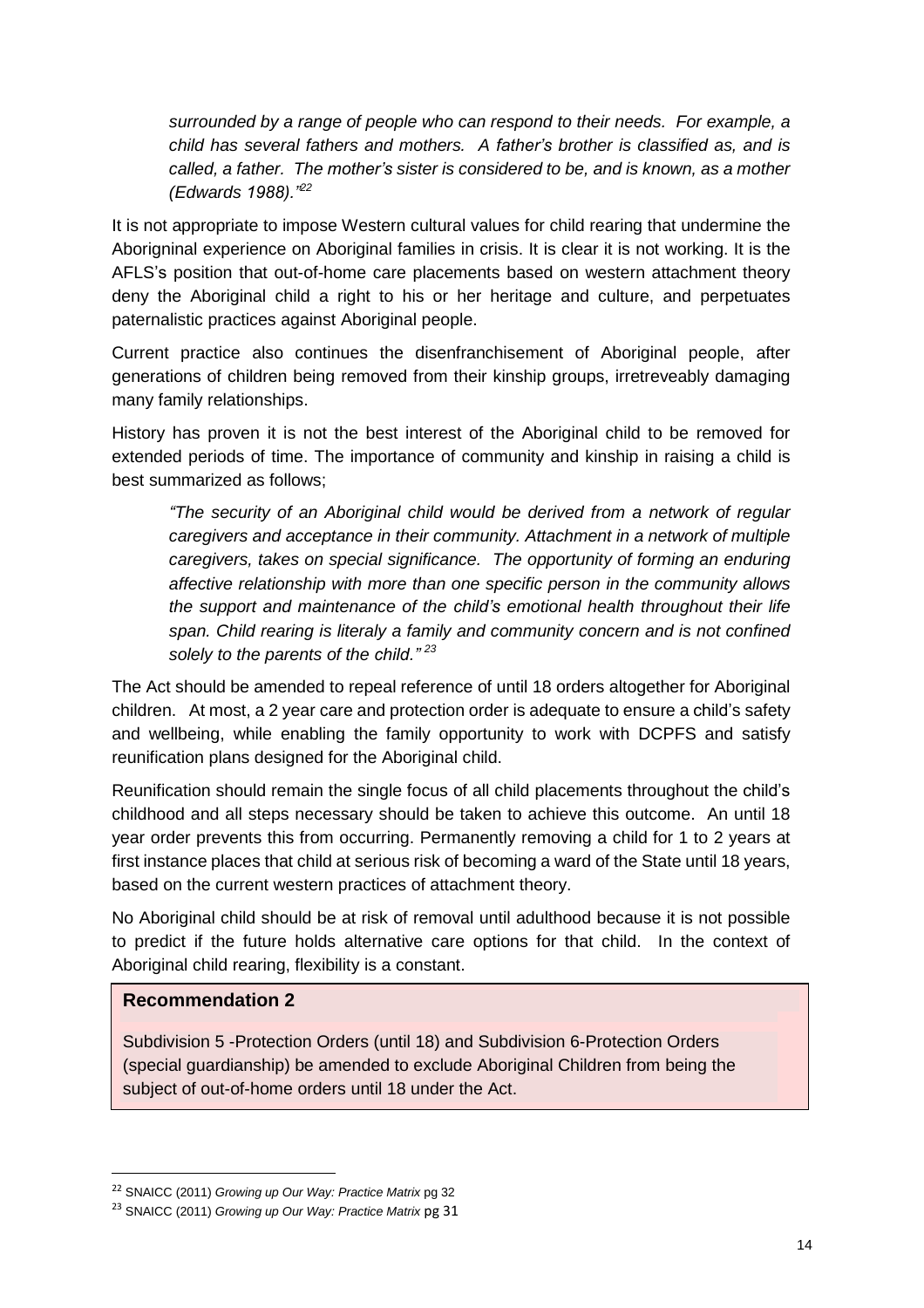*surrounded by a range of people who can respond to their needs. For example, a child has several fathers and mothers. A father's brother is classified as, and is called, a father. The mother's sister is considered to be, and is known, as a mother (Edwards 1988)."*[22]

It is not appropriate to impose Western cultural values for child rearing that undermine the Aborigninal experience on Aboriginal families in crisis. It is clear it is not working. It is the AFLS's position that out-of-home care placements based on western attachment theory deny the Aboriginal child a right to his or her heritage and culture, and perpetuates paternalistic practices against Aboriginal people.

Current practice also continues the disenfranchisement of Aboriginal people, after generations of children being removed from their kinship groups, irretreveably damaging many family relationships.

History has proven it is not the best interest of the Aboriginal child to be removed for extended periods of time. The importance of community and kinship in raising a child is best summarized as follows;

> *"The security of an Aboriginal child would be derived from a network of regular caregivers and acceptance in their community. Attachment in a network of multiple caregivers, takes on special significance. The opportunity of forming an enduring affective relationship with more than one specific person in the community allows the support and maintenance of the child's emotional health throughout their life span. Child rearing is literaly a family and community concern and is not confined solely to the parents of the child."* [23]

The Act should be amended to repeal reference of until 18 orders altogether for Aboriginal children. At most, a 2 year care and protection order is adequate to ensure a child's safety and wellbeing, while enabling the family opportunity to work with DCPFS and satisfy reunification plans designed for the Aboriginal child.

Reunification should remain the single focus of all child placements throughout the child's childhood and all steps necessary should be taken to achieve this outcome. An until 18 year order prevents this from occurring. Permanently removing a child for 1 to 2 years at first instance places that child at serious risk of becoming a ward of the State until 18 years, based on the current western practices of attachment theory.

No Aboriginal child should be at risk of removal until adulthood because it is not possible to predict if the future holds alternative care options for that child. In the context of Aboriginal child rearing, flexibility is a constant.

**Recommendation 2**

Subdivision 5 -Protection Orders (until 18) and Subdivision 6-Protection Orders (special guardianship) be amended to exclude Aboriginal Children from being the subject of out-of-home orders until 18 under the Act.

---

[22] SNAICC (2011) *Growing up Our Way: Practice Matrix* pg 32

[23] SNAICC (2011) *Growing up Our Way: Practice Matrix* pg 31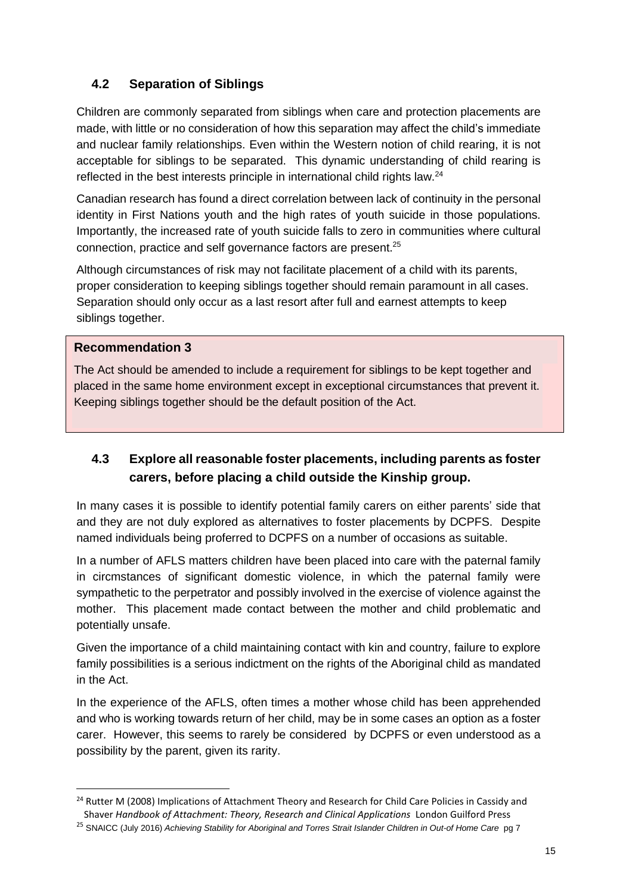### 4.2 Separation of Siblings

Children are commonly separated from siblings when care and protection placements are made, with little or no consideration of how this separation may affect the child's immediate and nuclear family relationships. Even within the Western notion of child rearing, it is not acceptable for siblings to be separated. This dynamic understanding of child rearing is reflected in the best interests principle in international child rights law.[24]

Canadian research has found a direct correlation between lack of continuity in the personal identity in First Nations youth and the high rates of youth suicide in those populations. Importantly, the increased rate of youth suicide falls to zero in communities where cultural connection, practice and self governance factors are present.[25]

Although circumstances of risk may not facilitate placement of a child with its parents, proper consideration to keeping siblings together should remain paramount in all cases. Separation should only occur as a last resort after full and earnest attempts to keep siblings together.

**Recommendation 3**

The Act should be amended to include a requirement for siblings to be kept together and placed in the same home environment except in exceptional circumstances that prevent it. Keeping siblings together should be the default position of the Act.

### 4.3 Explore all reasonable foster placements, including parents as foster carers, before placing a child outside the Kinship group.

In many cases it is possible to identify potential family carers on either parents' side that and they are not duly explored as alternatives to foster placements by DCPFS. Despite named individuals being proferred to DCPFS on a number of occasions as suitable.

In a number of AFLS matters children have been placed into care with the paternal family in circmstances of significant domestic violence, in which the paternal family were sympathetic to the perpetrator and possibly involved in the exercise of violence against the mother. This placement made contact between the mother and child problematic and potentially unsafe.

Given the importance of a child maintaining contact with kin and country, failure to explore family possibilities is a serious indictment on the rights of the Aboriginal child as mandated in the Act.

In the experience of the AFLS, often times a mother whose child has been apprehended and who is working towards return of her child, may be in some cases an option as a foster carer. However, this seems to rarely be considered by DCPFS or even understood as a possibility by the parent, given its rarity.

---

[24] Rutter M (2008) Implications of Attachment Theory and Research for Child Care Policies in Cassidy and Shaver *Handbook of Attachment: Theory, Research and Clinical Applications* London Guilford Press

[25] SNAICC (July 2016) *Achieving Stability for Aboriginal and Torres Strait Islander Children in Out-of Home Care* pg 7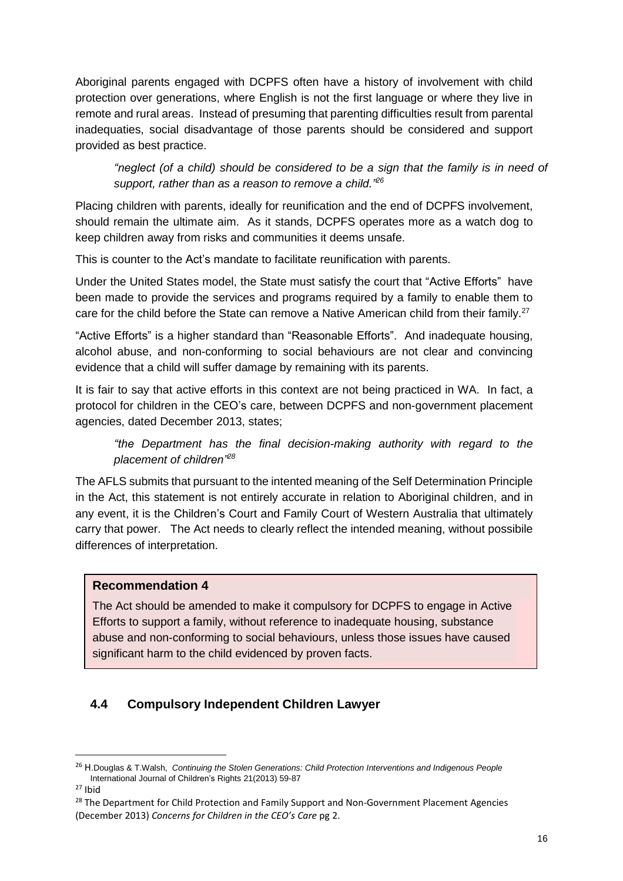Aboriginal parents engaged with DCPFS often have a history of involvement with child protection over generations, where English is not the first language or where they live in remote and rural areas. Instead of presuming that parenting difficulties result from parental inadequaties, social disadvantage of those parents should be considered and support provided as best practice.

> *"neglect (of a child) should be considered to be a sign that the family is in need of support, rather than as a reason to remove a child."*[26]

Placing children with parents, ideally for reunification and the end of DCPFS involvement, should remain the ultimate aim. As it stands, DCPFS operates more as a watch dog to keep children away from risks and communities it deems unsafe.

This is counter to the Act's mandate to facilitate reunification with parents.

Under the United States model, the State must satisfy the court that "Active Efforts" have been made to provide the services and programs required by a family to enable them to care for the child before the State can remove a Native American child from their family.[27]

"Active Efforts" is a higher standard than "Reasonable Efforts". And inadequate housing, alcohol abuse, and non-conforming to social behaviours are not clear and convincing evidence that a child will suffer damage by remaining with its parents.

It is fair to say that active efforts in this context are not being practiced in WA. In fact, a protocol for children in the CEO's care, between DCPFS and non-government placement agencies, dated December 2013, states;

> *"the Department has the final decision-making authority with regard to the placement of children"*[28]

The AFLS submits that pursuant to the intented meaning of the Self Determination Principle in the Act, this statement is not entirely accurate in relation to Aboriginal children, and in any event, it is the Children's Court and Family Court of Western Australia that ultimately carry that power. The Act needs to clearly reflect the intended meaning, without possibile differences of interpretation.

**Recommendation 4**

The Act should be amended to make it compulsory for DCPFS to engage in Active Efforts to support a family, without reference to inadequate housing, substance abuse and non-conforming to social behaviours, unless those issues have caused significant harm to the child evidenced by proven facts.

## 4.4 Compulsory Independent Children Lawyer

---

[26] H.Douglas & T.Walsh, *Continuing the Stolen Generations: Child Protection Interventions and Indigenous People* International Journal of Children's Rights 21(2013) 59-87

[27] Ibid

[28] The Department for Child Protection and Family Support and Non-Government Placement Agencies (December 2013) *Concerns for Children in the CEO's Care* pg 2.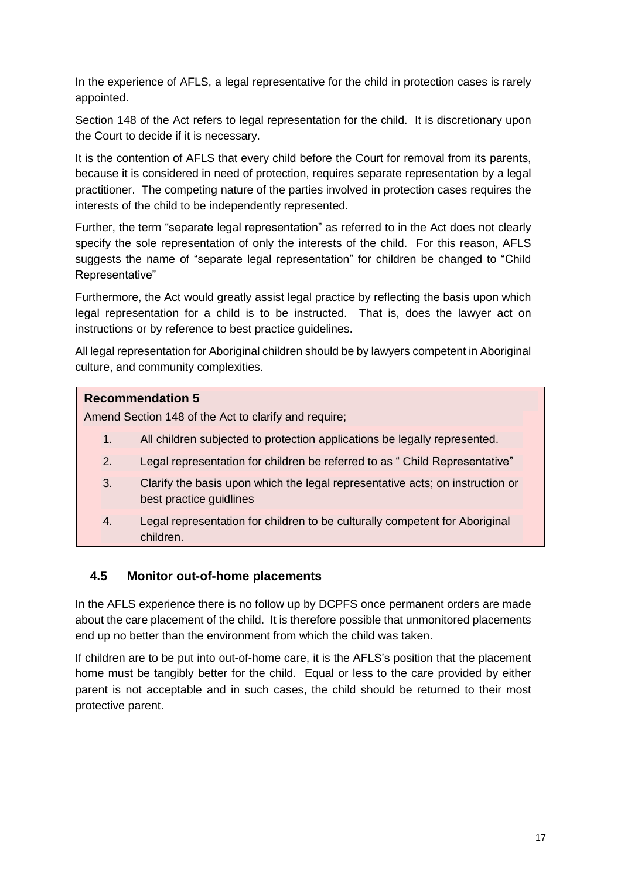In the experience of AFLS, a legal representative for the child in protection cases is rarely appointed.

Section 148 of the Act refers to legal representation for the child. It is discretionary upon the Court to decide if it is necessary.

It is the contention of AFLS that every child before the Court for removal from its parents, because it is considered in need of protection, requires separate representation by a legal practitioner. The competing nature of the parties involved in protection cases requires the interests of the child to be independently represented.

Further, the term "separate legal representation" as referred to in the Act does not clearly specify the sole representation of only the interests of the child. For this reason, AFLS suggests the name of "separate legal representation" for children be changed to "Child Representative"

Furthermore, the Act would greatly assist legal practice by reflecting the basis upon which legal representation for a child is to be instructed. That is, does the lawyer act on instructions or by reference to best practice guidelines.

All legal representation for Aboriginal children should be by lawyers competent in Aboriginal culture, and community complexities.

**Recommendation 5**

Amend Section 148 of the Act to clarify and require;

1. All children subjected to protection applications be legally represented.
2. Legal representation for children be referred to as " Child Representative"
3. Clarify the basis upon which the legal representative acts; on instruction or best practice guidlines
4. Legal representation for children to be culturally competent for Aboriginal children.

### 4.5 Monitor out-of-home placements

In the AFLS experience there is no follow up by DCPFS once permanent orders are made about the care placement of the child. It is therefore possible that unmonitored placements end up no better than the environment from which the child was taken.

If children are to be put into out-of-home care, it is the AFLS's position that the placement home must be tangibly better for the child. Equal or less to the care provided by either parent is not acceptable and in such cases, the child should be returned to their most protective parent.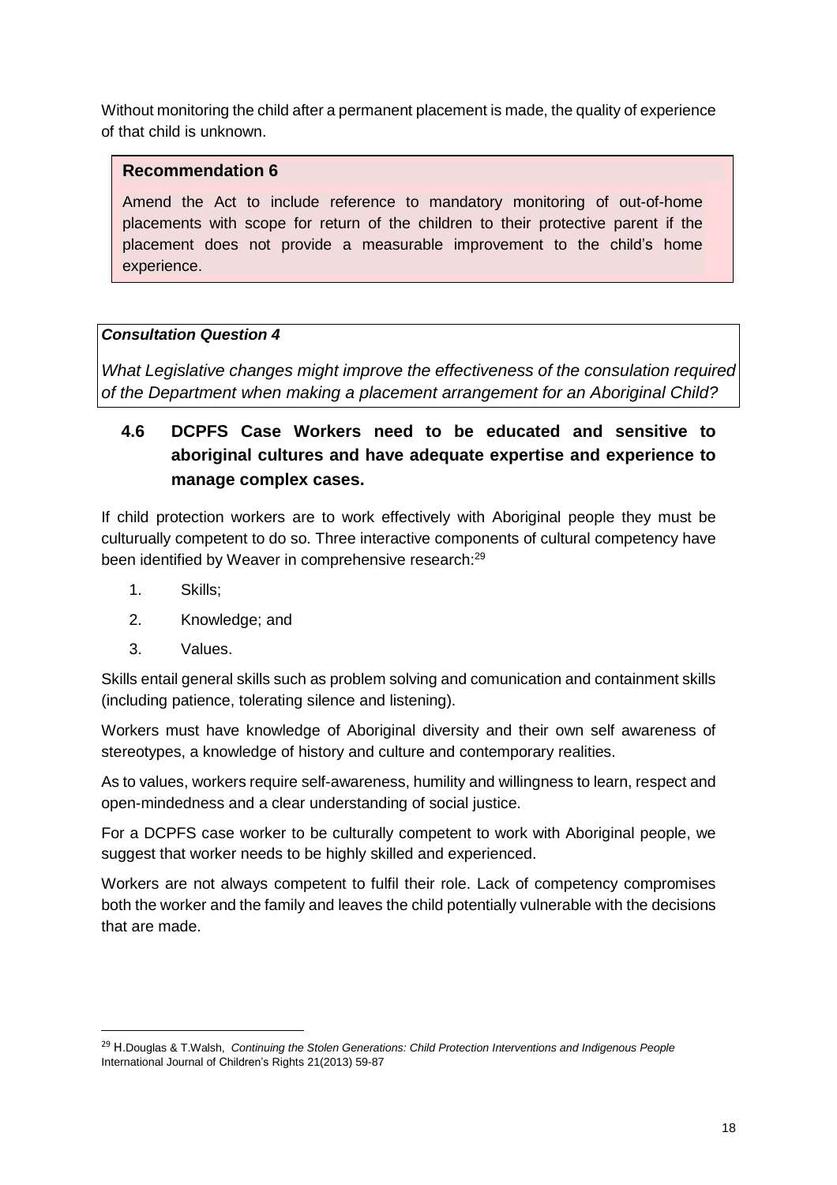Without monitoring the child after a permanent placement is made, the quality of experience of that child is unknown.

> **Recommendation 6**
>
> Amend the Act to include reference to mandatory monitoring of out-of-home placements with scope for return of the children to their protective parent if the placement does not provide a measurable improvement to the child's home experience.

> ***Consultation Question 4***
>
> *What Legislative changes might improve the effectiveness of the consulation required of the Department when making a placement arrangement for an Aboriginal Child?*

### 4.6 DCPFS Case Workers need to be educated and sensitive to aboriginal cultures and have adequate expertise and experience to manage complex cases.

If child protection workers are to work effectively with Aboriginal people they must be cultururally competent to do so. Three interactive components of cultural competency have been identified by Weaver in comprehensive research:[29]

1. Skills;
2. Knowledge; and
3. Values.

Skills entail general skills such as problem solving and comunication and containment skills (including patience, tolerating silence and listening).

Workers must have knowledge of Aboriginal diversity and their own self awareness of stereotypes, a knowledge of history and culture and contemporary realities.

As to values, workers require self-awareness, humility and willingness to learn, respect and open-mindedness and a clear understanding of social justice.

For a DCPFS case worker to be culturally competent to work with Aboriginal people, we suggest that worker needs to be highly skilled and experienced.

Workers are not always competent to fulfil their role. Lack of competency compromises both the worker and the family and leaves the child potentially vulnerable with the decisions that are made.

---

[29] H.Douglas & T.Walsh, *Continuing the Stolen Generations: Child Protection Interventions and Indigenous People* International Journal of Children's Rights 21(2013) 59-87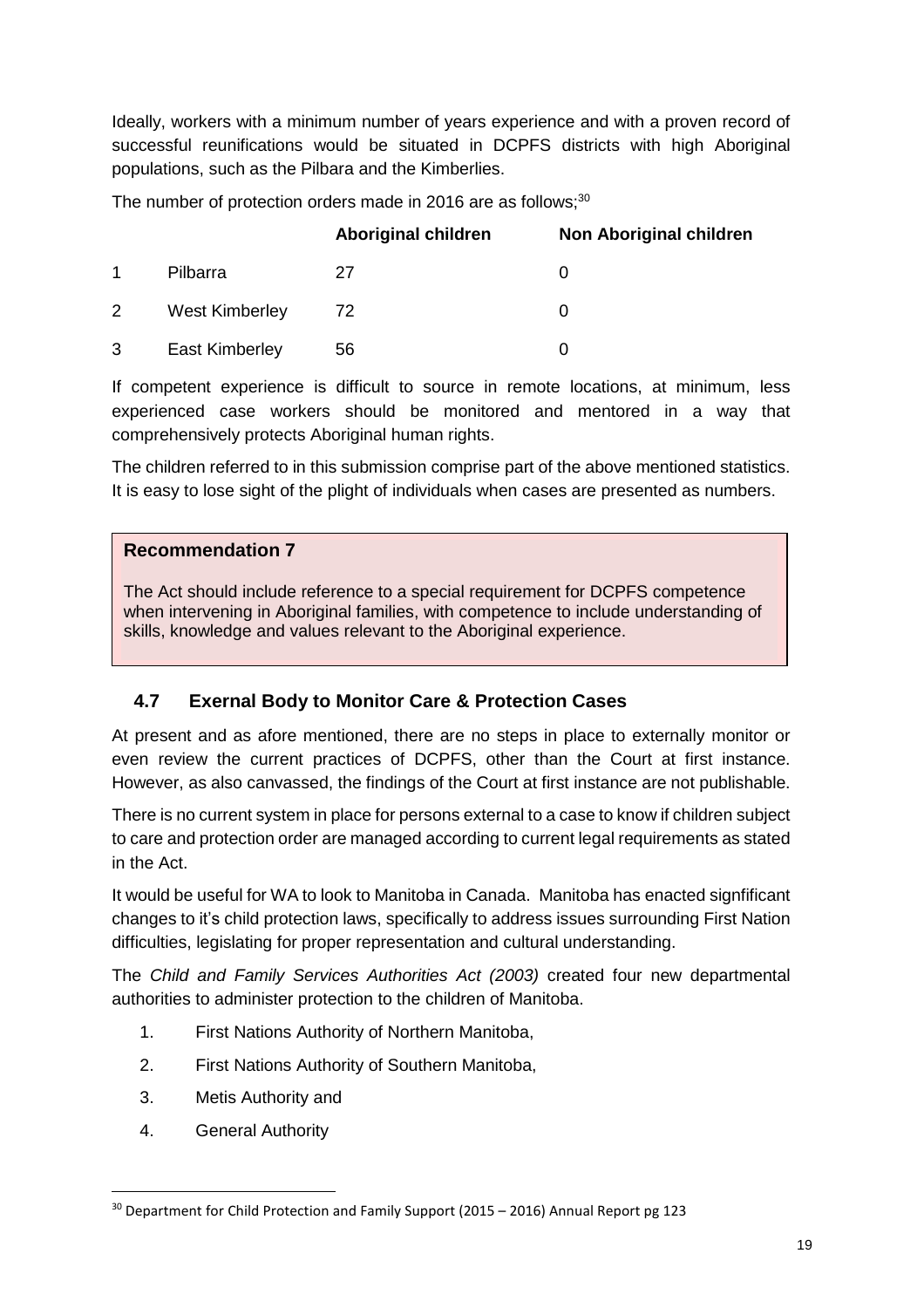Ideally, workers with a minimum number of years experience and with a proven record of successful reunifications would be situated in DCPFS districts with high Aboriginal populations, such as the Pilbara and the Kimberlies.

The number of protection orders made in 2016 are as follows;[30]

| | | Aboriginal children | Non Aboriginal children |
|---|---|---|---|
| 1 | Pilbarra | 27 | 0 |
| 2 | West Kimberley | 72 | 0 |
| 3 | East Kimberley | 56 | 0 |

If competent experience is difficult to source in remote locations, at minimum, less experienced case workers should be monitored and mentored in a way that comprehensively protects Aboriginal human rights.

The children referred to in this submission comprise part of the above mentioned statistics. It is easy to lose sight of the plight of individuals when cases are presented as numbers.

> **Recommendation 7**
>
> The Act should include reference to a special requirement for DCPFS competence when intervening in Aboriginal families, with competence to include understanding of skills, knowledge and values relevant to the Aboriginal experience.

## 4.7 Exernal Body to Monitor Care & Protection Cases

At present and as afore mentioned, there are no steps in place to externally monitor or even review the current practices of DCPFS, other than the Court at first instance. However, as also canvassed, the findings of the Court at first instance are not publishable.

There is no current system in place for persons external to a case to know if children subject to care and protection order are managed according to current legal requirements as stated in the Act.

It would be useful for WA to look to Manitoba in Canada. Manitoba has enacted signficant changes to it's child protection laws, specifically to address issues surrounding First Nation difficulties, legislating for proper representation and cultural understanding.

The *Child and Family Services Authorities Act (2003)* created four new departmental authorities to administer protection to the children of Manitoba.

1. First Nations Authority of Northern Manitoba,
2. First Nations Authority of Southern Manitoba,
3. Metis Authority and
4. General Authority

[30] Department for Child Protection and Family Support (2015 – 2016) Annual Report pg 123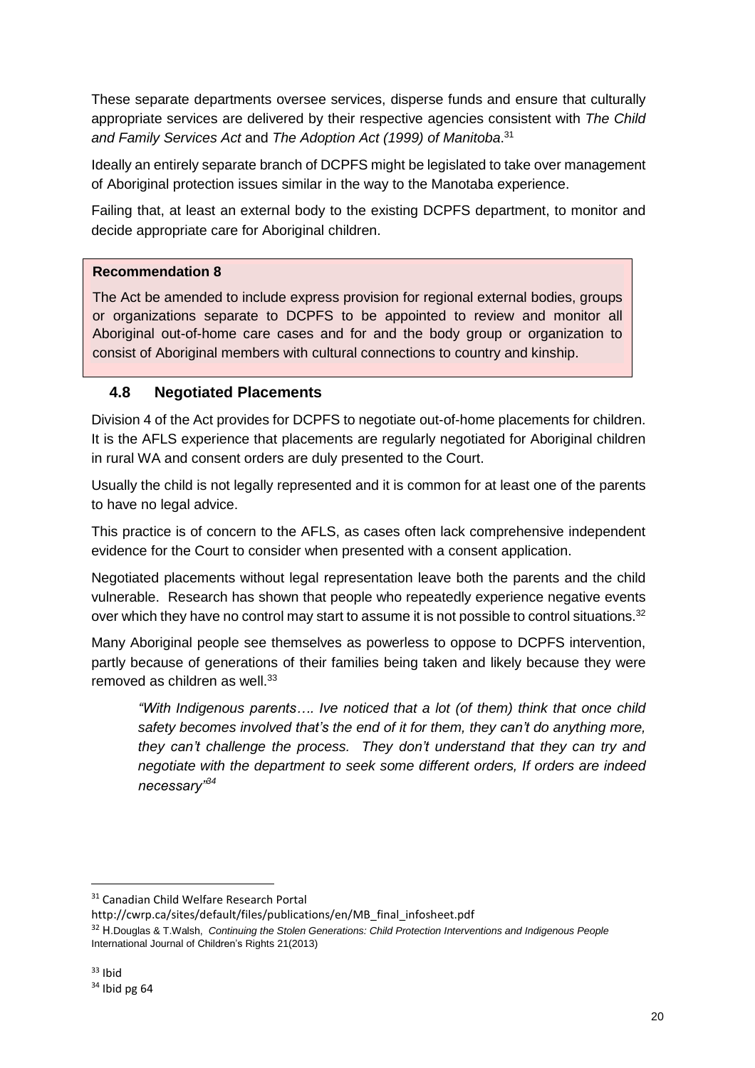These separate departments oversee services, disperse funds and ensure that culturally appropriate services are delivered by their respective agencies consistent with *The Child and Family Services Act* and *The Adoption Act (1999) of Manitoba*.[31]

Ideally an entirely separate branch of DCPFS might be legislated to take over management of Aboriginal protection issues similar in the way to the Manotaba experience.

Failing that, at least an external body to the existing DCPFS department, to monitor and decide appropriate care for Aboriginal children.

> **Recommendation 8**
>
> The Act be amended to include express provision for regional external bodies, groups or organizations separate to DCPFS to be appointed to review and monitor all Aboriginal out-of-home care cases and for and the body group or organization to consist of Aboriginal members with cultural connections to country and kinship.

### 4.8 Negotiated Placements

Division 4 of the Act provides for DCPFS to negotiate out-of-home placements for children. It is the AFLS experience that placements are regularly negotiated for Aboriginal children in rural WA and consent orders are duly presented to the Court.

Usually the child is not legally represented and it is common for at least one of the parents to have no legal advice.

This practice is of concern to the AFLS, as cases often lack comprehensive independent evidence for the Court to consider when presented with a consent application.

Negotiated placements without legal representation leave both the parents and the child vulnerable. Research has shown that people who repeatedly experience negative events over which they have no control may start to assume it is not possible to control situations.[32]

Many Aboriginal people see themselves as powerless to oppose to DCPFS intervention, partly because of generations of their families being taken and likely because they were removed as children as well.[33]

> *"With Indigenous parents…. Ive noticed that a lot (of them) think that once child safety becomes involved that's the end of it for them, they can't do anything more, they can't challenge the process. They don't understand that they can try and negotiate with the department to seek some different orders, If orders are indeed necessary"*[34]

---

[31] Canadian Child Welfare Research Portal http://cwrp.ca/sites/default/files/publications/en/MB_final_infosheet.pdf

[32] H.Douglas & T.Walsh, *Continuing the Stolen Generations: Child Protection Interventions and Indigenous People* International Journal of Children's Rights 21(2013)

[33] Ibid

[34] Ibid pg 64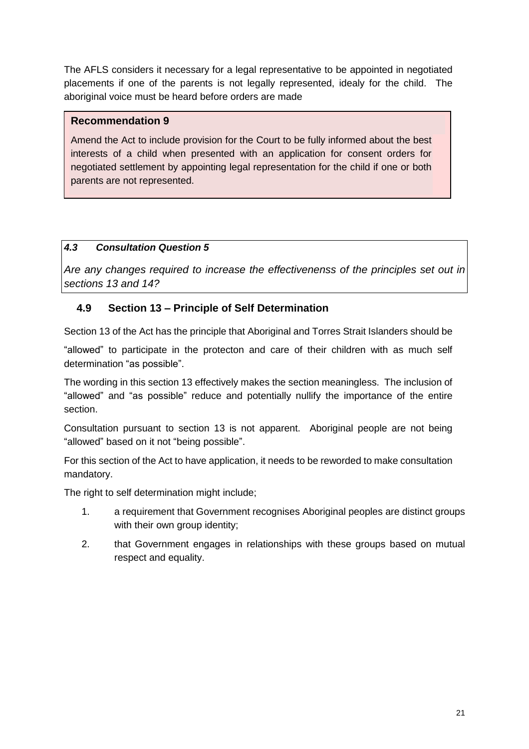The AFLS considers it necessary for a legal representative to be appointed in negotiated placements if one of the parents is not legally represented, idealy for the child. The aboriginal voice must be heard before orders are made

> **Recommendation 9**
>
> Amend the Act to include provision for the Court to be fully informed about the best interests of a child when presented with an application for consent orders for negotiated settlement by appointing legal representation for the child if one or both parents are not represented.

> ***4.3 Consultation Question 5***
>
> *Are any changes required to increase the effectivenenss of the principles set out in sections 13 and 14?*

## 4.9 Section 13 – Principle of Self Determination

Section 13 of the Act has the principle that Aboriginal and Torres Strait Islanders should be "allowed" to participate in the protecton and care of their children with as much self determination "as possible".

The wording in this section 13 effectively makes the section meaningless. The inclusion of "allowed" and "as possible" reduce and potentially nullify the importance of the entire section.

Consultation pursuant to section 13 is not apparent. Aboriginal people are not being "allowed" based on it not "being possible".

For this section of the Act to have application, it needs to be reworded to make consultation mandatory.

The right to self determination might include;

1. a requirement that Government recognises Aboriginal peoples are distinct groups with their own group identity;
2. that Government engages in relationships with these groups based on mutual respect and equality.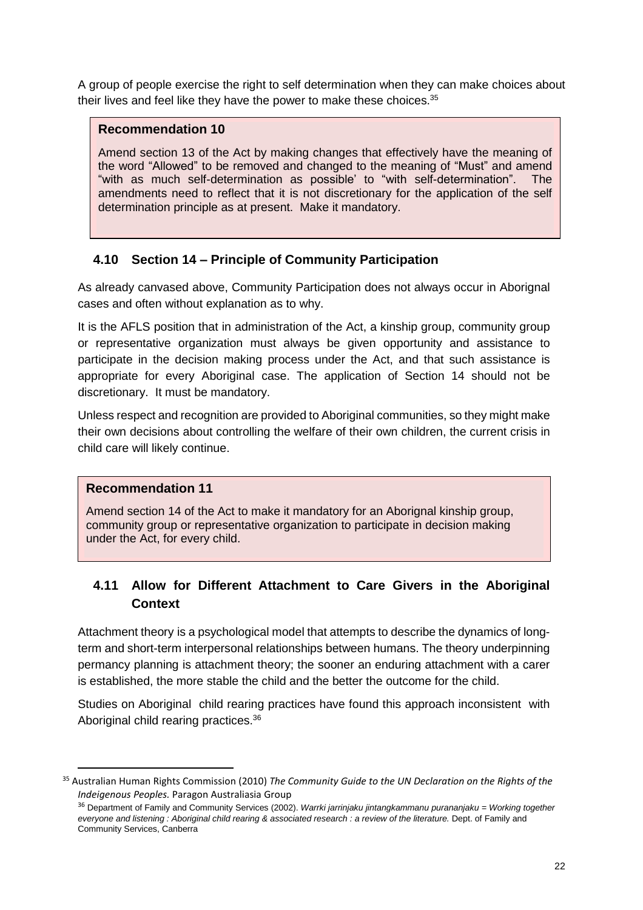A group of people exercise the right to self determination when they can make choices about their lives and feel like they have the power to make these choices.[35]

> **Recommendation 10**
>
> Amend section 13 of the Act by making changes that effectively have the meaning of the word "Allowed" to be removed and changed to the meaning of "Must" and amend "with as much self-determination as possible' to "with self-determination". The amendments need to reflect that it is not discretionary for the application of the self determination principle as at present. Make it mandatory.

### 4.10 Section 14 – Principle of Community Participation

As already canvased above, Community Participation does not always occur in Aborignal cases and often without explanation as to why.

It is the AFLS position that in administration of the Act, a kinship group, community group or representative organization must always be given opportunity and assistance to participate in the decision making process under the Act, and that such assistance is appropriate for every Aboriginal case. The application of Section 14 should not be discretionary. It must be mandatory.

Unless respect and recognition are provided to Aboriginal communities, so they might make their own decisions about controlling the welfare of their own children, the current crisis in child care will likely continue.

> **Recommendation 11**
>
> Amend section 14 of the Act to make it mandatory for an Aborignal kinship group, community group or representative organization to participate in decision making under the Act, for every child.

### 4.11 Allow for Different Attachment to Care Givers in the Aboriginal Context

Attachment theory is a psychological model that attempts to describe the dynamics of long-term and short-term interpersonal relationships between humans. The theory underpinning permancy planning is attachment theory; the sooner an enduring attachment with a carer is established, the more stable the child and the better the outcome for the child.

Studies on Aboriginal child rearing practices have found this approach inconsistent with Aboriginal child rearing practices.[36]

---

[35] Australian Human Rights Commission (2010) *The Community Guide to the UN Declaration on the Rights of the Indeigenous Peoples.* Paragon Australiasia Group

[36] Department of Family and Community Services (2002). *Warrki jarrinjaku jintangkammanu purananjaku = Working together everyone and listening : Aboriginal child rearing & associated research : a review of the literature.* Dept. of Family and Community Services, Canberra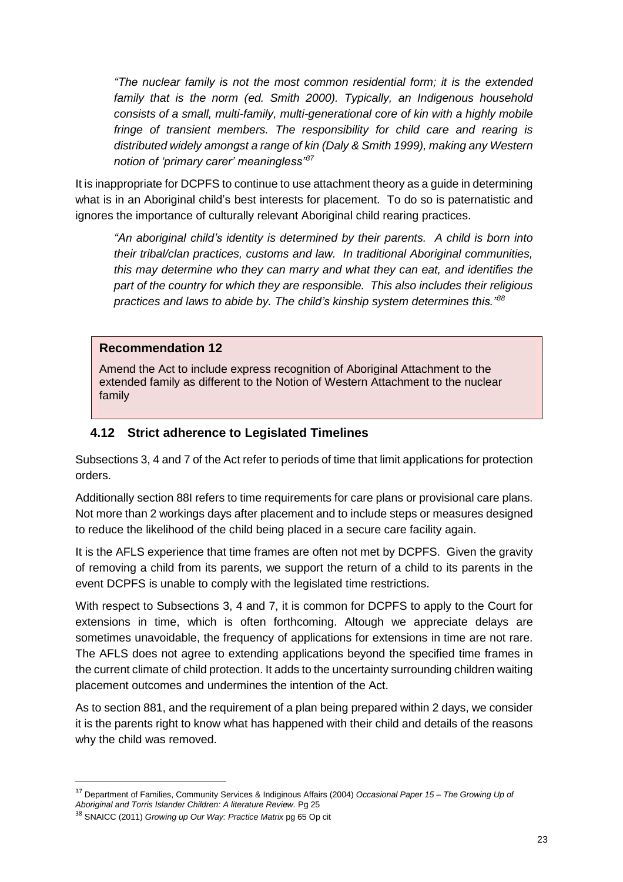*"The nuclear family is not the most common residential form; it is the extended family that is the norm (ed. Smith 2000). Typically, an Indigenous household consists of a small, multi-family, multi-generational core of kin with a highly mobile fringe of transient members. The responsibility for child care and rearing is distributed widely amongst a range of kin (Daly & Smith 1999), making any Western notion of 'primary carer' meaningless"*[37]

It is inappropriate for DCPFS to continue to use attachment theory as a guide in determining what is in an Aboriginal child's best interests for placement. To do so is paternatistic and ignores the importance of culturally relevant Aboriginal child rearing practices.

*"An aboriginal child's identity is determined by their parents. A child is born into their tribal/clan practices, customs and law. In traditional Aboriginal communities, this may determine who they can marry and what they can eat, and identifies the part of the country for which they are responsible. This also includes their religious practices and laws to abide by. The child's kinship system determines this."*[38]

**Recommendation 12**

Amend the Act to include express recognition of Aboriginal Attachment to the extended family as different to the Notion of Western Attachment to the nuclear family

### 4.12 Strict adherence to Legislated Timelines

Subsections 3, 4 and 7 of the Act refer to periods of time that limit applications for protection orders.

Additionally section 88I refers to time requirements for care plans or provisional care plans. Not more than 2 workings days after placement and to include steps or measures designed to reduce the likelihood of the child being placed in a secure care facility again.

It is the AFLS experience that time frames are often not met by DCPFS. Given the gravity of removing a child from its parents, we support the return of a child to its parents in the event DCPFS is unable to comply with the legislated time restrictions.

With respect to Subsections 3, 4 and 7, it is common for DCPFS to apply to the Court for extensions in time, which is often forthcoming. Altough we appreciate delays are sometimes unavoidable, the frequency of applications for extensions in time are not rare. The AFLS does not agree to extending applications beyond the specified time frames in the current climate of child protection. It adds to the uncertainty surrounding children waiting placement outcomes and undermines the intention of the Act.

As to section 881, and the requirement of a plan being prepared within 2 days, we consider it is the parents right to know what has happened with their child and details of the reasons why the child was removed.

---

[37] Department of Families, Community Services & Indiginous Affairs (2004) *Occasional Paper 15 – The Growing Up of Aboriginal and Torris Islander Children: A literature Review.* Pg 25

[38] SNAICC (2011) *Growing up Our Way: Practice Matrix* pg 65 Op cit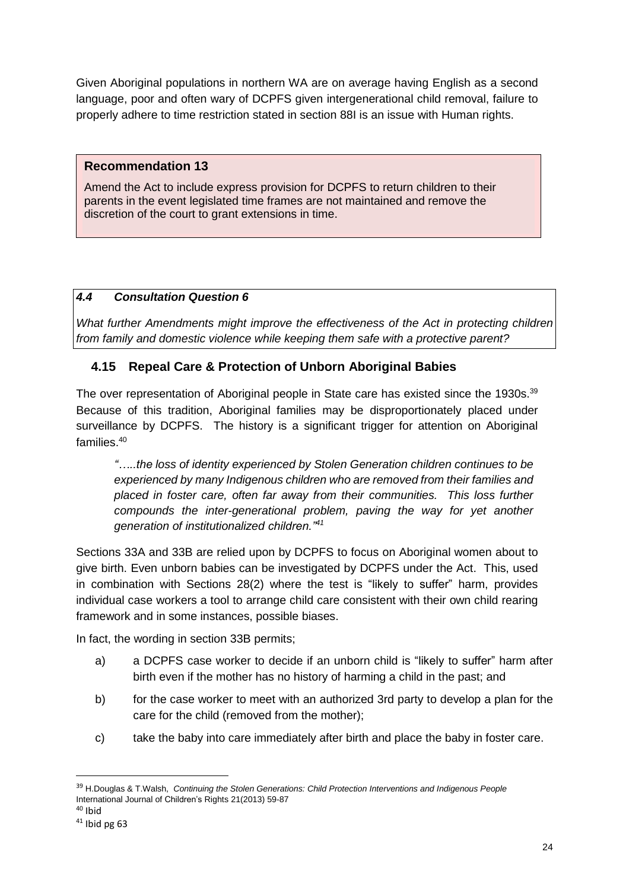Given Aboriginal populations in northern WA are on average having English as a second language, poor and often wary of DCPFS given intergenerational child removal, failure to properly adhere to time restriction stated in section 88I is an issue with Human rights.

> **Recommendation 13**
>
> Amend the Act to include express provision for DCPFS to return children to their parents in the event legislated time frames are not maintained and remove the discretion of the court to grant extensions in time.

> ***4.4 Consultation Question 6***
>
> *What further Amendments might improve the effectiveness of the Act in protecting children from family and domestic violence while keeping them safe with a protective parent?*

### 4.15 Repeal Care & Protection of Unborn Aboriginal Babies

The over representation of Aboriginal people in State care has existed since the 1930s.[39] Because of this tradition, Aboriginal families may be disproportionately placed under surveillance by DCPFS. The history is a significant trigger for attention on Aboriginal families.[40]

> *"…..the loss of identity experienced by Stolen Generation children continues to be experienced by many Indigenous children who are removed from their families and placed in foster care, often far away from their communities. This loss further compounds the inter-generational problem, paving the way for yet another generation of institutionalized children."[41]*

Sections 33A and 33B are relied upon by DCPFS to focus on Aboriginal women about to give birth. Even unborn babies can be investigated by DCPFS under the Act. This, used in combination with Sections 28(2) where the test is "likely to suffer" harm, provides individual case workers a tool to arrange child care consistent with their own child rearing framework and in some instances, possible biases.

In fact, the wording in section 33B permits;

a) a DCPFS case worker to decide if an unborn child is "likely to suffer" harm after birth even if the mother has no history of harming a child in the past; and

b) for the case worker to meet with an authorized 3rd party to develop a plan for the care for the child (removed from the mother);

c) take the baby into care immediately after birth and place the baby in foster care.

---

[39] H.Douglas & T.Walsh, *Continuing the Stolen Generations: Child Protection Interventions and Indigenous People* International Journal of Children's Rights 21(2013) 59-87

[40] Ibid

[41] Ibid pg 63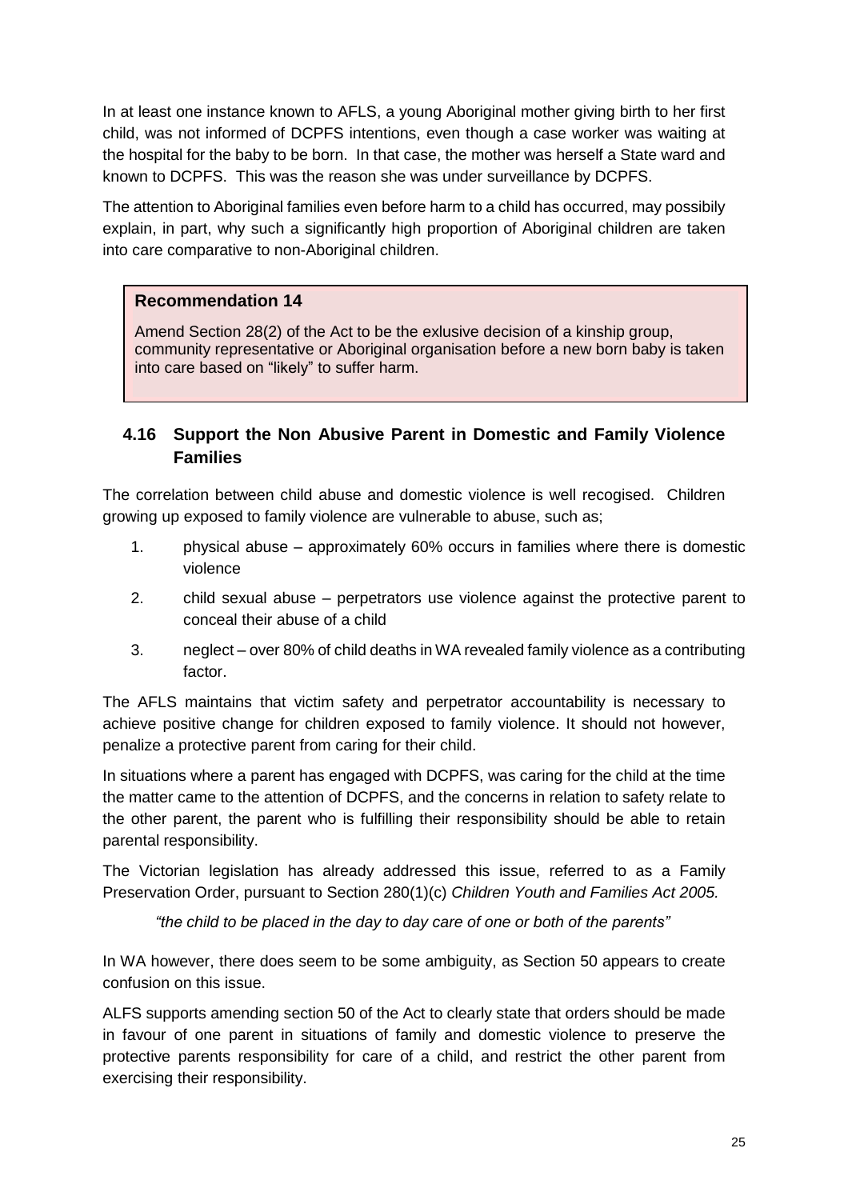In at least one instance known to AFLS, a young Aboriginal mother giving birth to her first child, was not informed of DCPFS intentions, even though a case worker was waiting at the hospital for the baby to be born. In that case, the mother was herself a State ward and known to DCPFS. This was the reason she was under surveillance by DCPFS.

The attention to Aboriginal families even before harm to a child has occurred, may possibily explain, in part, why such a significantly high proportion of Aboriginal children are taken into care comparative to non-Aboriginal children.

> **Recommendation 14**
>
> Amend Section 28(2) of the Act to be the exlusive decision of a kinship group, community representative or Aboriginal organisation before a new born baby is taken into care based on "likely" to suffer harm.

### 4.16 Support the Non Abusive Parent in Domestic and Family Violence Families

The correlation between child abuse and domestic violence is well recognised. Children growing up exposed to family violence are vulnerable to abuse, such as;

1. physical abuse – approximately 60% occurs in families where there is domestic violence
2. child sexual abuse – perpetrators use violence against the protective parent to conceal their abuse of a child
3. neglect – over 80% of child deaths in WA revealed family violence as a contributing factor.

The AFLS maintains that victim safety and perpetrator accountability is necessary to achieve positive change for children exposed to family violence. It should not however, penalize a protective parent from caring for their child.

In situations where a parent has engaged with DCPFS, was caring for the child at the time the matter came to the attention of DCPFS, and the concerns in relation to safety relate to the other parent, the parent who is fulfilling their responsibility should be able to retain parental responsibility.

The Victorian legislation has already addressed this issue, referred to as a Family Preservation Order, pursuant to Section 280(1)(c) *Children Youth and Families Act 2005.*

*"the child to be placed in the day to day care of one or both of the parents"*

In WA however, there does seem to be some ambiguity, as Section 50 appears to create confusion on this issue.

ALFS supports amending section 50 of the Act to clearly state that orders should be made in favour of one parent in situations of family and domestic violence to preserve the protective parents responsibility for care of a child, and restrict the other parent from exercising their responsibility.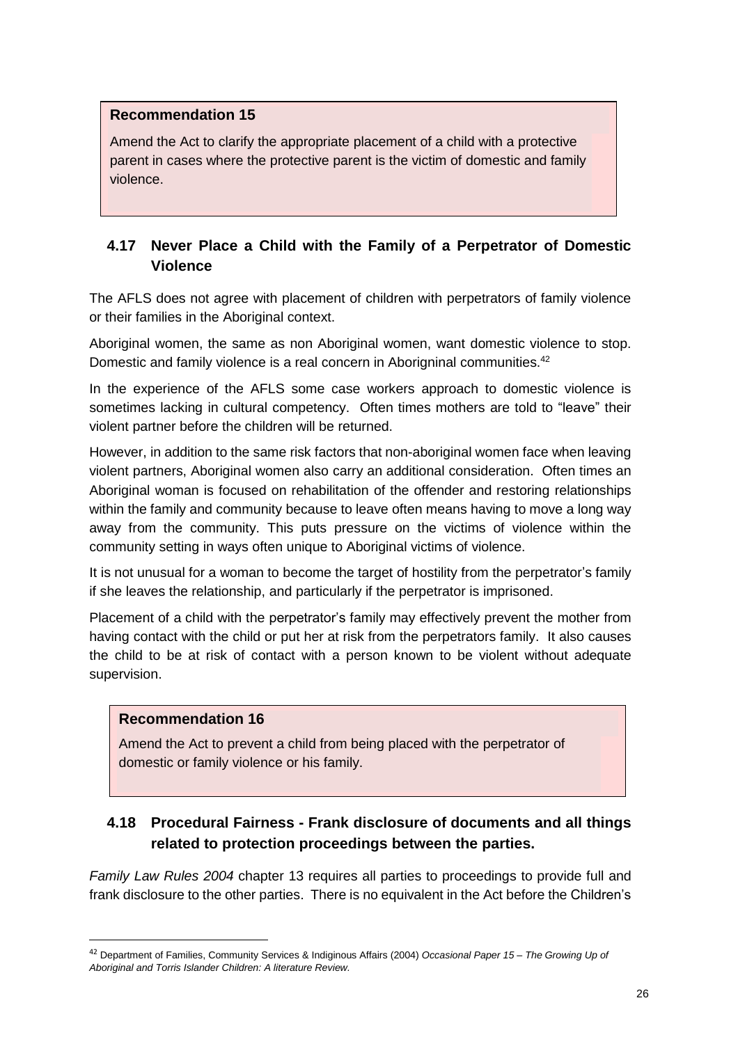**Recommendation 15**

Amend the Act to clarify the appropriate placement of a child with a protective parent in cases where the protective parent is the victim of domestic and family violence.

## 4.17 Never Place a Child with the Family of a Perpetrator of Domestic Violence

The AFLS does not agree with placement of children with perpetrators of family violence or their families in the Aboriginal context.

Aboriginal women, the same as non Aboriginal women, want domestic violence to stop. Domestic and family violence is a real concern in Aborignінal communities.[42]

In the experience of the AFLS some case workers approach to domestic violence is sometimes lacking in cultural competency. Often times mothers are told to "leave" their violent partner before the children will be returned.

However, in addition to the same risk factors that non-aboriginal women face when leaving violent partners, Aboriginal women also carry an additional consideration. Often times an Aboriginal woman is focused on rehabilitation of the offender and restoring relationships within the family and community because to leave often means having to move a long way away from the community. This puts pressure on the victims of violence within the community setting in ways often unique to Aboriginal victims of violence.

It is not unusual for a woman to become the target of hostility from the perpetrator's family if she leaves the relationship, and particularly if the perpetrator is imprisoned.

Placement of a child with the perpetrator's family may effectively prevent the mother from having contact with the child or put her at risk from the perpetrators family. It also causes the child to be at risk of contact with a person known to be violent without adequate supervision.

**Recommendation 16**

Amend the Act to prevent a child from being placed with the perpetrator of domestic or family violence or his family.

## 4.18 Procedural Fairness - Frank disclosure of documents and all things related to protection proceedings between the parties.

*Family Law Rules 2004* chapter 13 requires all parties to proceedings to provide full and frank disclosure to the other parties. There is no equivalent in the Act before the Children's

---

[42] Department of Families, Community Services & Indiginous Affairs (2004) *Occasional Paper 15 – The Growing Up of Aboriginal and Torris Islander Children: A literature Review.*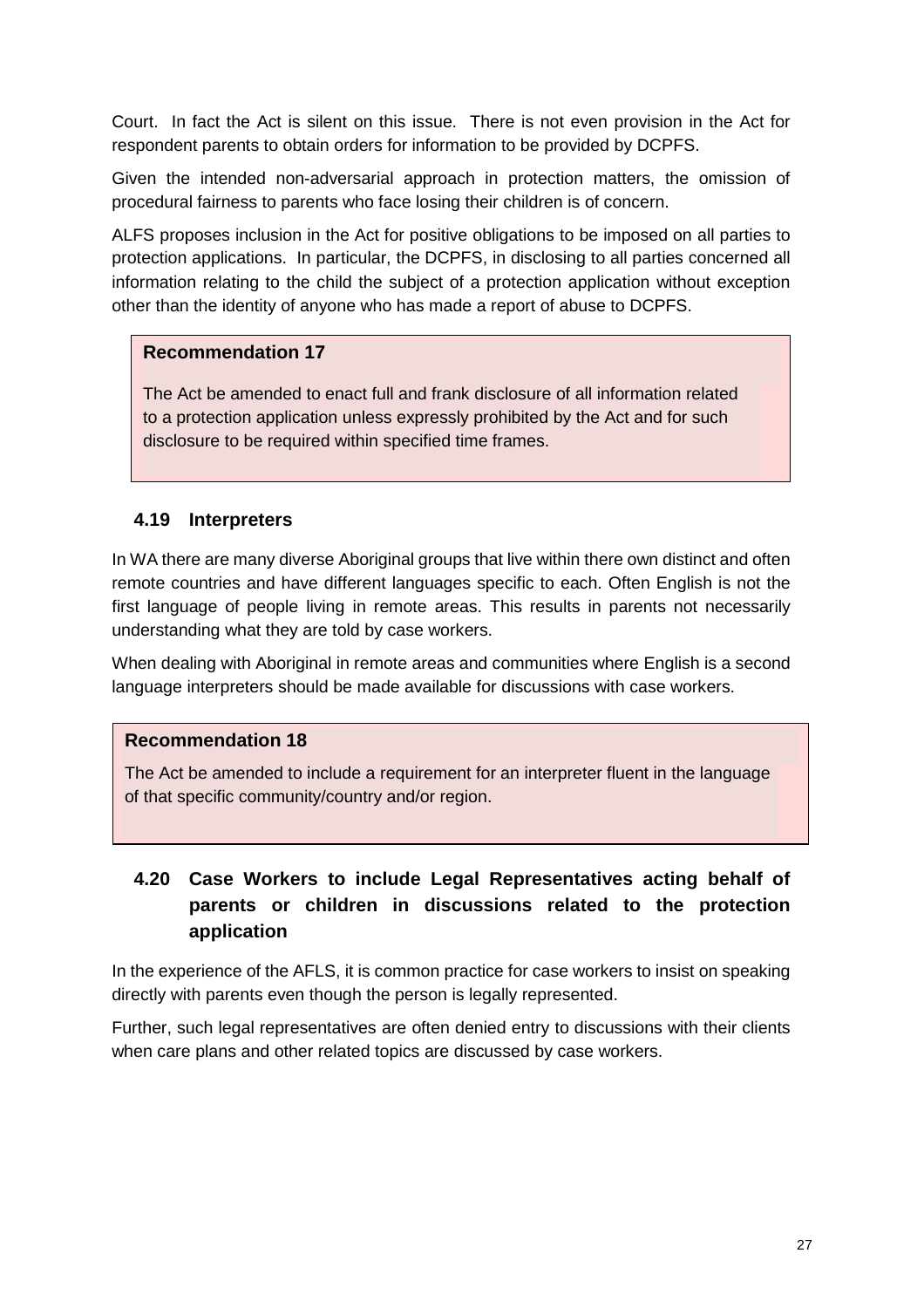Court. In fact the Act is silent on this issue. There is not even provision in the Act for respondent parents to obtain orders for information to be provided by DCPFS.

Given the intended non-adversarial approach in protection matters, the omission of procedural fairness to parents who face losing their children is of concern.

ALFS proposes inclusion in the Act for positive obligations to be imposed on all parties to protection applications. In particular, the DCPFS, in disclosing to all parties concerned all information relating to the child the subject of a protection application without exception other than the identity of anyone who has made a report of abuse to DCPFS.

> **Recommendation 17**
>
> The Act be amended to enact full and frank disclosure of all information related to a protection application unless expressly prohibited by the Act and for such disclosure to be required within specified time frames.

### 4.19 Interpreters

In WA there are many diverse Aboriginal groups that live within there own distinct and often remote countries and have different languages specific to each. Often English is not the first language of people living in remote areas. This results in parents not necessarily understanding what they are told by case workers.

When dealing with Aboriginal in remote areas and communities where English is a second language interpreters should be made available for discussions with case workers.

> **Recommendation 18**
>
> The Act be amended to include a requirement for an interpreter fluent in the language of that specific community/country and/or region.

### 4.20 Case Workers to include Legal Representatives acting behalf of parents or children in discussions related to the protection application

In the experience of the AFLS, it is common practice for case workers to insist on speaking directly with parents even though the person is legally represented.

Further, such legal representatives are often denied entry to discussions with their clients when care plans and other related topics are discussed by case workers.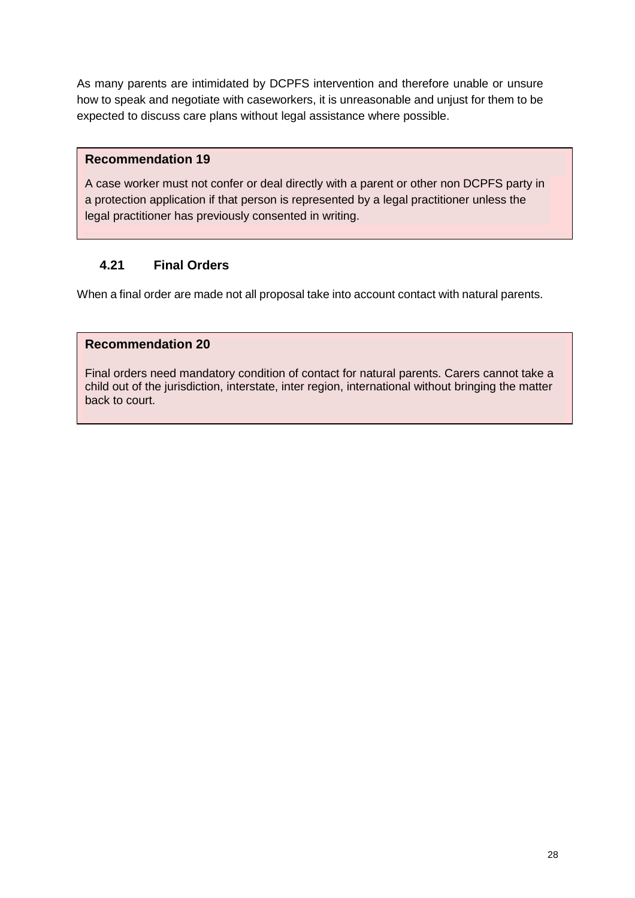As many parents are intimidated by DCPFS intervention and therefore unable or unsure how to speak and negotiate with caseworkers, it is unreasonable and unjust for them to be expected to discuss care plans without legal assistance where possible.

**Recommendation 19**

A case worker must not confer or deal directly with a parent or other non DCPFS party in a protection application if that person is represented by a legal practitioner unless the legal practitioner has previously consented in writing.

### 4.21 Final Orders

When a final order are made not all proposal take into account contact with natural parents.

**Recommendation 20**

Final orders need mandatory condition of contact for natural parents. Carers cannot take a child out of the jurisdiction, interstate, inter region, international without bringing the matter back to court.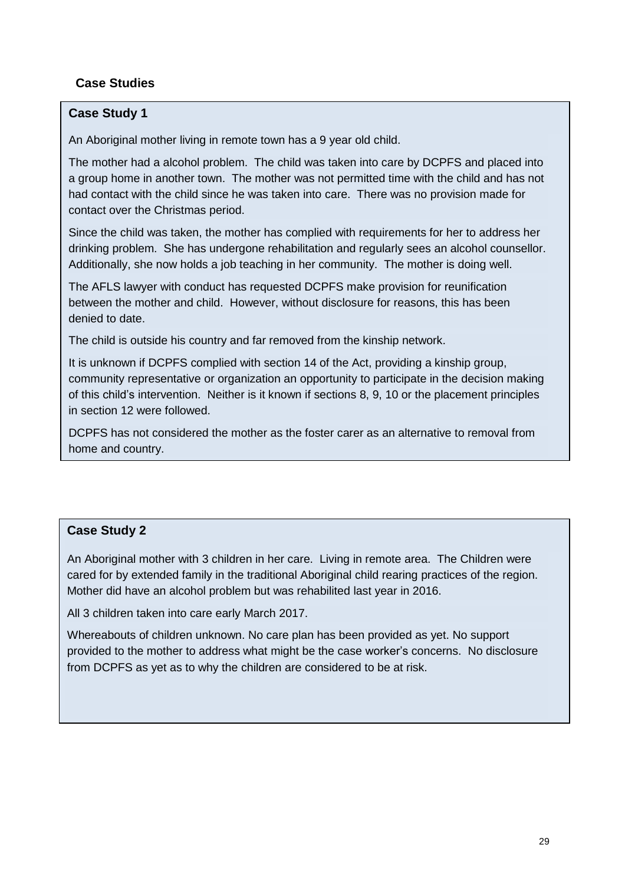## Case Studies

### Case Study 1

An Aboriginal mother living in remote town has a 9 year old child.

The mother had a alcohol problem. The child was taken into care by DCPFS and placed into a group home in another town. The mother was not permitted time with the child and has not had contact with the child since he was taken into care. There was no provision made for contact over the Christmas period.

Since the child was taken, the mother has complied with requirements for her to address her drinking problem. She has undergone rehabilitation and regularly sees an alcohol counsellor. Additionally, she now holds a job teaching in her community. The mother is doing well.

The AFLS lawyer with conduct has requested DCPFS make provision for reunification between the mother and child. However, without disclosure for reasons, this has been denied to date.

The child is outside his country and far removed from the kinship network.

It is unknown if DCPFS complied with section 14 of the Act, providing a kinship group, community representative or organization an opportunity to participate in the decision making of this child's intervention. Neither is it known if sections 8, 9, 10 or the placement principles in section 12 were followed.

DCPFS has not considered the mother as the foster carer as an alternative to removal from home and country.

### Case Study 2

An Aboriginal mother with 3 children in her care. Living in remote area. The Children were cared for by extended family in the traditional Aboriginal child rearing practices of the region. Mother did have an alcohol problem but was rehabilited last year in 2016.

All 3 children taken into care early March 2017.

Whereabouts of children unknown. No care plan has been provided as yet. No support provided to the mother to address what might be the case worker's concerns. No disclosure from DCPFS as yet as to why the children are considered to be at risk.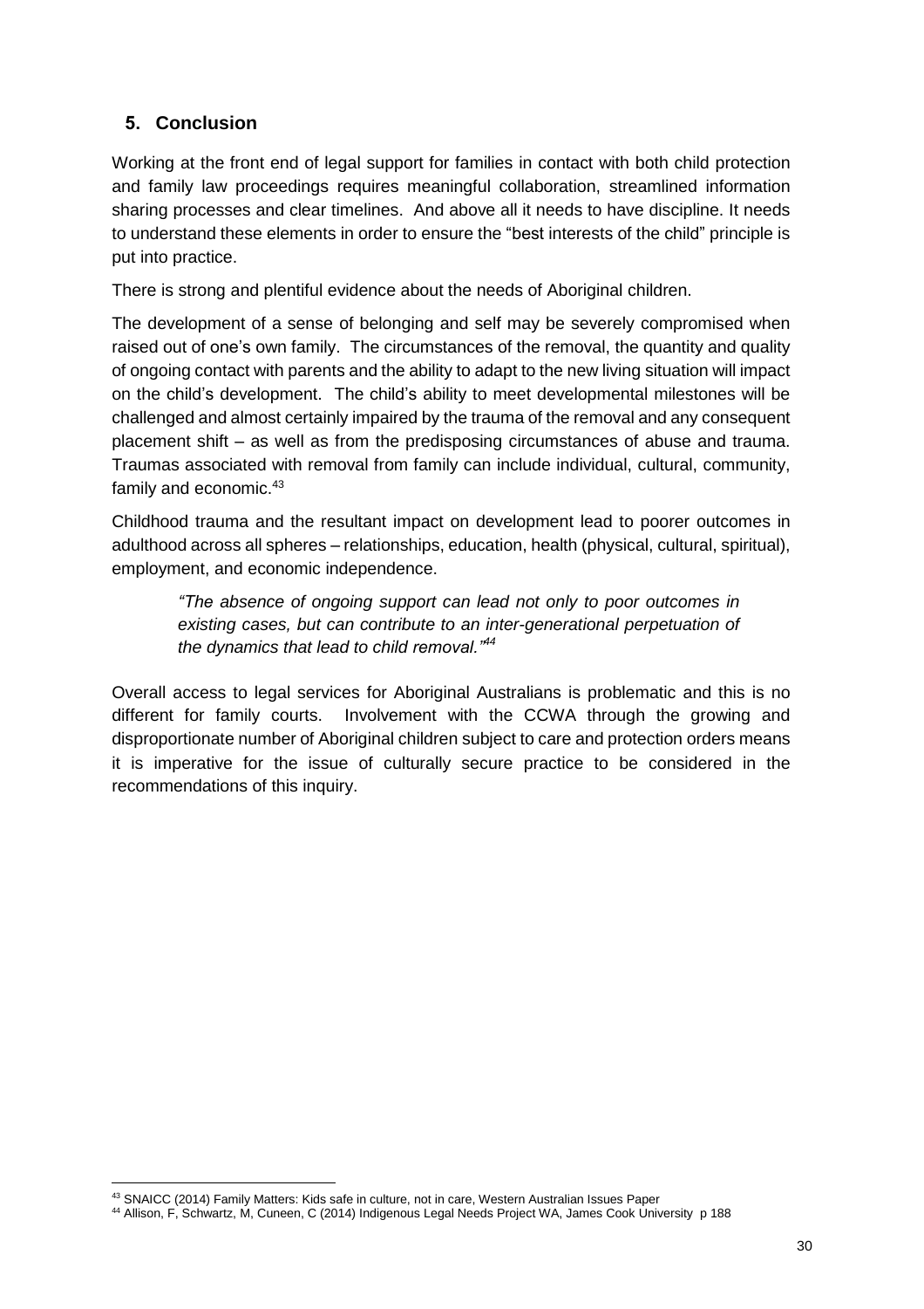## 5. Conclusion

Working at the front end of legal support for families in contact with both child protection and family law proceedings requires meaningful collaboration, streamlined information sharing processes and clear timelines. And above all it needs to have discipline. It needs to understand these elements in order to ensure the "best interests of the child" principle is put into practice.

There is strong and plentiful evidence about the needs of Aboriginal children.

The development of a sense of belonging and self may be severely compromised when raised out of one's own family. The circumstances of the removal, the quantity and quality of ongoing contact with parents and the ability to adapt to the new living situation will impact on the child's development. The child's ability to meet developmental milestones will be challenged and almost certainly impaired by the trauma of the removal and any consequent placement shift – as well as from the predisposing circumstances of abuse and trauma. Traumas associated with removal from family can include individual, cultural, community, family and economic.[43]

Childhood trauma and the resultant impact on development lead to poorer outcomes in adulthood across all spheres – relationships, education, health (physical, cultural, spiritual), employment, and economic independence.

> *"The absence of ongoing support can lead not only to poor outcomes in existing cases, but can contribute to an inter-generational perpetuation of the dynamics that lead to child removal."*[44]

Overall access to legal services for Aboriginal Australians is problematic and this is no different for family courts. Involvement with the CCWA through the growing and disproportionate number of Aboriginal children subject to care and protection orders means it is imperative for the issue of culturally secure practice to be considered in the recommendations of this inquiry.

---

[43] SNAICC (2014) Family Matters: Kids safe in culture, not in care, Western Australian Issues Paper

[44] Allison, F, Schwartz, M, Cuneen, C (2014) Indigenous Legal Needs Project WA, James Cook University p 188